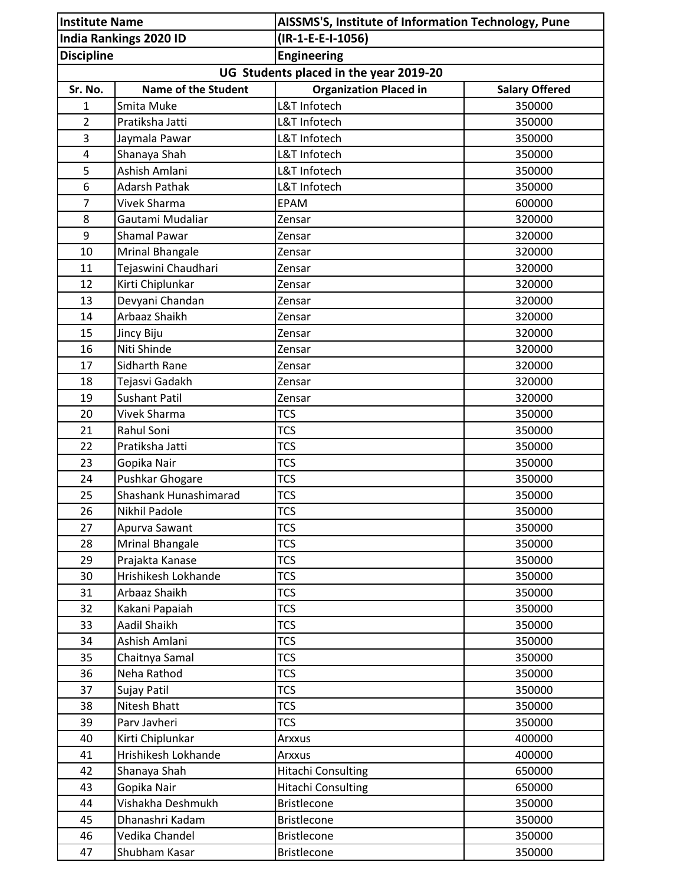| Institute Name | AISSMS'S, Institute of Information Technology, Pune | | |
|---|---|---|---|
| India Rankings 2020 ID | (IR-1-E-E-I-1056) | | |
| Discipline | Engineering | | |
| UG Students placed in the year 2019-20 | | | |
| Sr. No. | Name of the Student | Organization Placed in | Salary Offered |
| 1 | Smita Muke | L&T Infotech | 350000 |
| 2 | Pratiksha Jatti | L&T Infotech | 350000 |
| 3 | Jaymala Pawar | L&T Infotech | 350000 |
| 4 | Shanaya Shah | L&T Infotech | 350000 |
| 5 | Ashish Amlani | L&T Infotech | 350000 |
| 6 | Adarsh Pathak | L&T Infotech | 350000 |
| 7 | Vivek Sharma | EPAM | 600000 |
| 8 | Gautami Mudaliar | Zensar | 320000 |
| 9 | Shamal Pawar | Zensar | 320000 |
| 10 | Mrinal Bhangale | Zensar | 320000 |
| 11 | Tejaswini Chaudhari | Zensar | 320000 |
| 12 | Kirti Chiplunkar | Zensar | 320000 |
| 13 | Devyani Chandan | Zensar | 320000 |
| 14 | Arbaaz Shaikh | Zensar | 320000 |
| 15 | Jincy Biju | Zensar | 320000 |
| 16 | Niti Shinde | Zensar | 320000 |
| 17 | Sidharth Rane | Zensar | 320000 |
| 18 | Tejasvi Gadakh | Zensar | 320000 |
| 19 | Sushant Patil | Zensar | 320000 |
| 20 | Vivek Sharma | TCS | 350000 |
| 21 | Rahul Soni | TCS | 350000 |
| 22 | Pratiksha Jatti | TCS | 350000 |
| 23 | Gopika Nair | TCS | 350000 |
| 24 | Pushkar Ghogare | TCS | 350000 |
| 25 | Shashank Hunashimarad | TCS | 350000 |
| 26 | Nikhil Padole | TCS | 350000 |
| 27 | Apurva Sawant | TCS | 350000 |
| 28 | Mrinal Bhangale | TCS | 350000 |
| 29 | Prajakta Kanase | TCS | 350000 |
| 30 | Hrishikesh Lokhande | TCS | 350000 |
| 31 | Arbaaz Shaikh | TCS | 350000 |
| 32 | Kakani Papaiah | TCS | 350000 |
| 33 | Aadil Shaikh | TCS | 350000 |
| 34 | Ashish Amlani | TCS | 350000 |
| 35 | Chaitnya Samal | TCS | 350000 |
| 36 | Neha Rathod | TCS | 350000 |
| 37 | Sujay Patil | TCS | 350000 |
| 38 | Nitesh Bhatt | TCS | 350000 |
| 39 | Parv Javheri | TCS | 350000 |
| 40 | Kirti Chiplunkar | Arxxus | 400000 |
| 41 | Hrishikesh Lokhande | Arxxus | 400000 |
| 42 | Shanaya Shah | Hitachi Consulting | 650000 |
| 43 | Gopika Nair | Hitachi Consulting | 650000 |
| 44 | Vishakha Deshmukh | Bristlecone | 350000 |
| 45 | Dhanashri Kadam | Bristlecone | 350000 |
| 46 | Vedika Chandel | Bristlecone | 350000 |
| 47 | Shubham Kasar | Bristlecone | 350000 |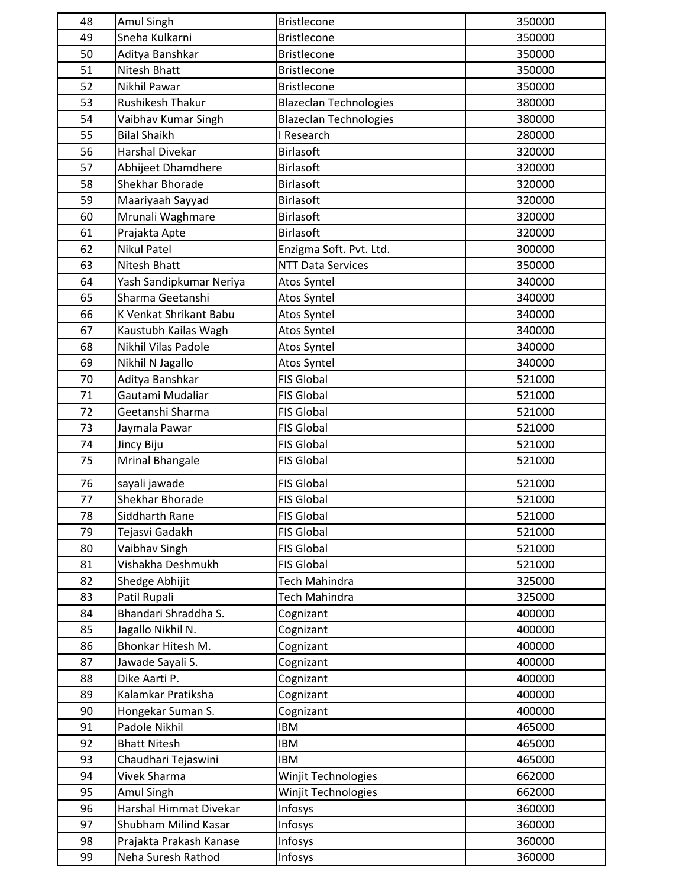| 48 | Amul Singh | Bristlecone | 350000 |
|---|---|---|---|
| 49 | Sneha Kulkarni | Bristlecone | 350000 |
| 50 | Aditya Banshkar | Bristlecone | 350000 |
| 51 | Nitesh Bhatt | Bristlecone | 350000 |
| 52 | Nikhil Pawar | Bristlecone | 350000 |
| 53 | Rushikesh Thakur | Blazeclan Technologies | 380000 |
| 54 | Vaibhav Kumar Singh | Blazeclan Technologies | 380000 |
| 55 | Bilal Shaikh | I Research | 280000 |
| 56 | Harshal Divekar | Birlasoft | 320000 |
| 57 | Abhijeet Dhamdhere | Birlasoft | 320000 |
| 58 | Shekhar Bhorade | Birlasoft | 320000 |
| 59 | Maariyaah Sayyad | Birlasoft | 320000 |
| 60 | Mrunali Waghmare | Birlasoft | 320000 |
| 61 | Prajakta Apte | Birlasoft | 320000 |
| 62 | Nikul Patel | Enzigma Soft. Pvt. Ltd. | 300000 |
| 63 | Nitesh Bhatt | NTT Data Services | 350000 |
| 64 | Yash Sandipkumar Neriya | Atos Syntel | 340000 |
| 65 | Sharma Geetanshi | Atos Syntel | 340000 |
| 66 | K Venkat Shrikant Babu | Atos Syntel | 340000 |
| 67 | Kaustubh Kailas Wagh | Atos Syntel | 340000 |
| 68 | Nikhil Vilas Padole | Atos Syntel | 340000 |
| 69 | Nikhil N Jagallo | Atos Syntel | 340000 |
| 70 | Aditya Banshkar | FIS Global | 521000 |
| 71 | Gautami Mudaliar | FIS Global | 521000 |
| 72 | Geetanshi Sharma | FIS Global | 521000 |
| 73 | Jaymala Pawar | FIS Global | 521000 |
| 74 | Jincy Biju | FIS Global | 521000 |
| 75 | Mrinal Bhangale | FIS Global | 521000 |
| 76 | sayali jawade | FIS Global | 521000 |
| 77 | Shekhar Bhorade | FIS Global | 521000 |
| 78 | Siddharth Rane | FIS Global | 521000 |
| 79 | Tejasvi Gadakh | FIS Global | 521000 |
| 80 | Vaibhav Singh | FIS Global | 521000 |
| 81 | Vishakha Deshmukh | FIS Global | 521000 |
| 82 | Shedge Abhijit | Tech Mahindra | 325000 |
| 83 | Patil Rupali | Tech Mahindra | 325000 |
| 84 | Bhandari Shraddha S. | Cognizant | 400000 |
| 85 | Jagallo Nikhil N. | Cognizant | 400000 |
| 86 | Bhonkar Hitesh M. | Cognizant | 400000 |
| 87 | Jawade Sayali S. | Cognizant | 400000 |
| 88 | Dike Aarti P. | Cognizant | 400000 |
| 89 | Kalamkar Pratiksha | Cognizant | 400000 |
| 90 | Hongekar Suman S. | Cognizant | 400000 |
| 91 | Padole Nikhil | IBM | 465000 |
| 92 | Bhatt Nitesh | IBM | 465000 |
| 93 | Chaudhari Tejaswini | IBM | 465000 |
| 94 | Vivek Sharma | Winjit Technologies | 662000 |
| 95 | Amul Singh | Winjit Technologies | 662000 |
| 96 | Harshal Himmat Divekar | Infosys | 360000 |
| 97 | Shubham Milind Kasar | Infosys | 360000 |
| 98 | Prajakta Prakash Kanase | Infosys | 360000 |
| 99 | Neha Suresh Rathod | Infosys | 360000 |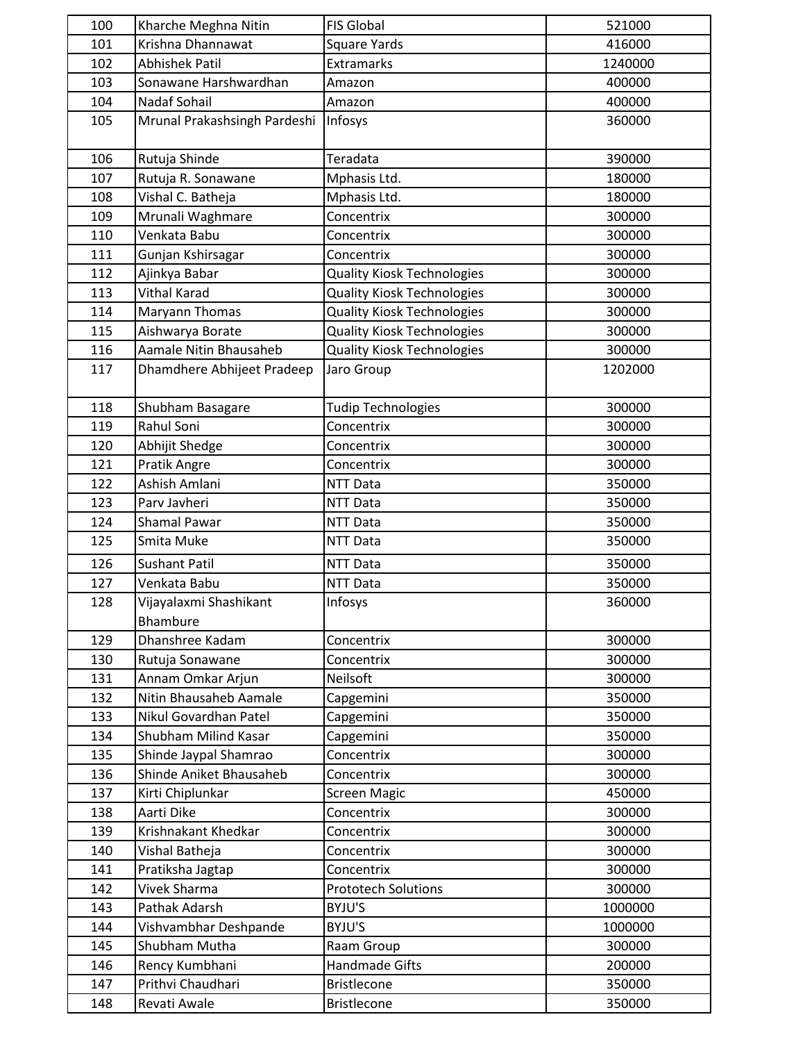| | | | |
|---|---|---|---|
| 100 | Kharche Meghna Nitin | FIS Global | 521000 |
| 101 | Krishna Dhannawat | Square Yards | 416000 |
| 102 | Abhishek Patil | Extramarks | 1240000 |
| 103 | Sonawane Harshwardhan | Amazon | 400000 |
| 104 | Nadaf Sohail | Amazon | 400000 |
| 105 | Mrunal Prakashsingh Pardeshi | Infosys | 360000 |
| 106 | Rutuja Shinde | Teradata | 390000 |
| 107 | Rutuja R. Sonawane | Mphasis Ltd. | 180000 |
| 108 | Vishal C. Batheja | Mphasis Ltd. | 180000 |
| 109 | Mrunali Waghmare | Concentrix | 300000 |
| 110 | Venkata Babu | Concentrix | 300000 |
| 111 | Gunjan Kshirsagar | Concentrix | 300000 |
| 112 | Ajinkya Babar | Quality Kiosk Technologies | 300000 |
| 113 | Vithal Karad | Quality Kiosk Technologies | 300000 |
| 114 | Maryann Thomas | Quality Kiosk Technologies | 300000 |
| 115 | Aishwarya Borate | Quality Kiosk Technologies | 300000 |
| 116 | Aamale Nitin Bhausaheb | Quality Kiosk Technologies | 300000 |
| 117 | Dhamdhere Abhijeet Pradeep | Jaro Group | 1202000 |
| 118 | Shubham Basagare | Tudip Technologies | 300000 |
| 119 | Rahul Soni | Concentrix | 300000 |
| 120 | Abhijit Shedge | Concentrix | 300000 |
| 121 | Pratik Angre | Concentrix | 300000 |
| 122 | Ashish Amlani | NTT Data | 350000 |
| 123 | Parv Javheri | NTT Data | 350000 |
| 124 | Shamal Pawar | NTT Data | 350000 |
| 125 | Smita Muke | NTT Data | 350000 |
| 126 | Sushant Patil | NTT Data | 350000 |
| 127 | Venkata Babu | NTT Data | 350000 |
| 128 | Vijayalaxmi Shashikant Bhambure | Infosys | 360000 |
| 129 | Dhanshree Kadam | Concentrix | 300000 |
| 130 | Rutuja Sonawane | Concentrix | 300000 |
| 131 | Annam Omkar Arjun | Neilsoft | 300000 |
| 132 | Nitin Bhausaheb Aamale | Capgemini | 350000 |
| 133 | Nikul Govardhan Patel | Capgemini | 350000 |
| 134 | Shubham Milind Kasar | Capgemini | 350000 |
| 135 | Shinde Jaypal Shamrao | Concentrix | 300000 |
| 136 | Shinde Aniket Bhausaheb | Concentrix | 300000 |
| 137 | Kirti Chiplunkar | Screen Magic | 450000 |
| 138 | Aarti Dike | Concentrix | 300000 |
| 139 | Krishnakant Khedkar | Concentrix | 300000 |
| 140 | Vishal Batheja | Concentrix | 300000 |
| 141 | Pratiksha Jagtap | Concentrix | 300000 |
| 142 | Vivek Sharma | Prototech Solutions | 300000 |
| 143 | Pathak Adarsh | BYJU'S | 1000000 |
| 144 | Vishvambhar Deshpande | BYJU'S | 1000000 |
| 145 | Shubham Mutha | Raam Group | 300000 |
| 146 | Rency Kumbhani | Handmade Gifts | 200000 |
| 147 | Prithvi Chaudhari | Bristlecone | 350000 |
| 148 | Revati Awale | Bristlecone | 350000 |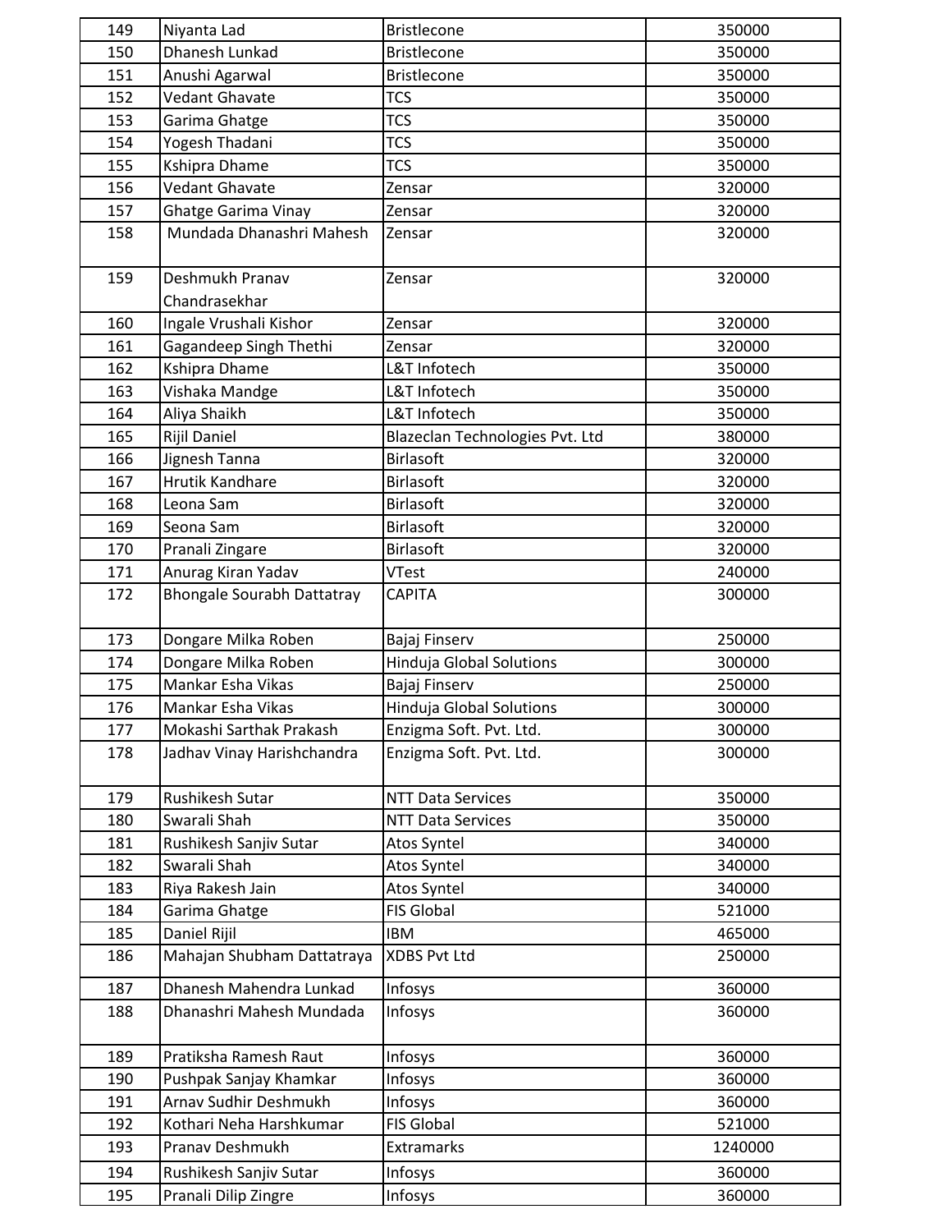| 149 | Niyanta Lad | Bristlecone | 350000 |
|---|---|---|---|
| 150 | Dhanesh Lunkad | Bristlecone | 350000 |
| 151 | Anushi Agarwal | Bristlecone | 350000 |
| 152 | Vedant Ghavate | TCS | 350000 |
| 153 | Garima Ghatge | TCS | 350000 |
| 154 | Yogesh Thadani | TCS | 350000 |
| 155 | Kshipra Dhame | TCS | 350000 |
| 156 | Vedant Ghavate | Zensar | 320000 |
| 157 | Ghatge Garima Vinay | Zensar | 320000 |
| 158 | Mundada Dhanashri Mahesh | Zensar | 320000 |
| 159 | Deshmukh Pranav Chandrasekhar | Zensar | 320000 |
| 160 | Ingale Vrushali Kishor | Zensar | 320000 |
| 161 | Gagandeep Singh Thethi | Zensar | 320000 |
| 162 | Kshipra Dhame | L&T Infotech | 350000 |
| 163 | Vishaka Mandge | L&T Infotech | 350000 |
| 164 | Aliya Shaikh | L&T Infotech | 350000 |
| 165 | Rijil Daniel | Blazeclan Technologies Pvt. Ltd | 380000 |
| 166 | Jignesh Tanna | Birlasoft | 320000 |
| 167 | Hrutik Kandhare | Birlasoft | 320000 |
| 168 | Leona Sam | Birlasoft | 320000 |
| 169 | Seona Sam | Birlasoft | 320000 |
| 170 | Pranali Zingare | Birlasoft | 320000 |
| 171 | Anurag Kiran Yadav | VTest | 240000 |
| 172 | Bhongale Sourabh Dattatray | CAPITA | 300000 |
| 173 | Dongare Milka Roben | Bajaj Finserv | 250000 |
| 174 | Dongare Milka Roben | Hinduja Global Solutions | 300000 |
| 175 | Mankar Esha Vikas | Bajaj Finserv | 250000 |
| 176 | Mankar Esha Vikas | Hinduja Global Solutions | 300000 |
| 177 | Mokashi Sarthak Prakash | Enzigma Soft. Pvt. Ltd. | 300000 |
| 178 | Jadhav Vinay Harishchandra | Enzigma Soft. Pvt. Ltd. | 300000 |
| 179 | Rushikesh Sutar | NTT Data Services | 350000 |
| 180 | Swarali Shah | NTT Data Services | 350000 |
| 181 | Rushikesh Sanjiv Sutar | Atos Syntel | 340000 |
| 182 | Swarali Shah | Atos Syntel | 340000 |
| 183 | Riya Rakesh Jain | Atos Syntel | 340000 |
| 184 | Garima Ghatge | FIS Global | 521000 |
| 185 | Daniel Rijil | IBM | 465000 |
| 186 | Mahajan Shubham Dattatraya | XDBS Pvt Ltd | 250000 |
| 187 | Dhanesh Mahendra Lunkad | Infosys | 360000 |
| 188 | Dhanashri Mahesh Mundada | Infosys | 360000 |
| 189 | Pratiksha Ramesh Raut | Infosys | 360000 |
| 190 | Pushpak Sanjay Khamkar | Infosys | 360000 |
| 191 | Arnav Sudhir Deshmukh | Infosys | 360000 |
| 192 | Kothari Neha Harshkumar | FIS Global | 521000 |
| 193 | Pranav Deshmukh | Extramarks | 1240000 |
| 194 | Rushikesh Sanjiv Sutar | Infosys | 360000 |
| 195 | Pranali Dilip Zingre | Infosys | 360000 |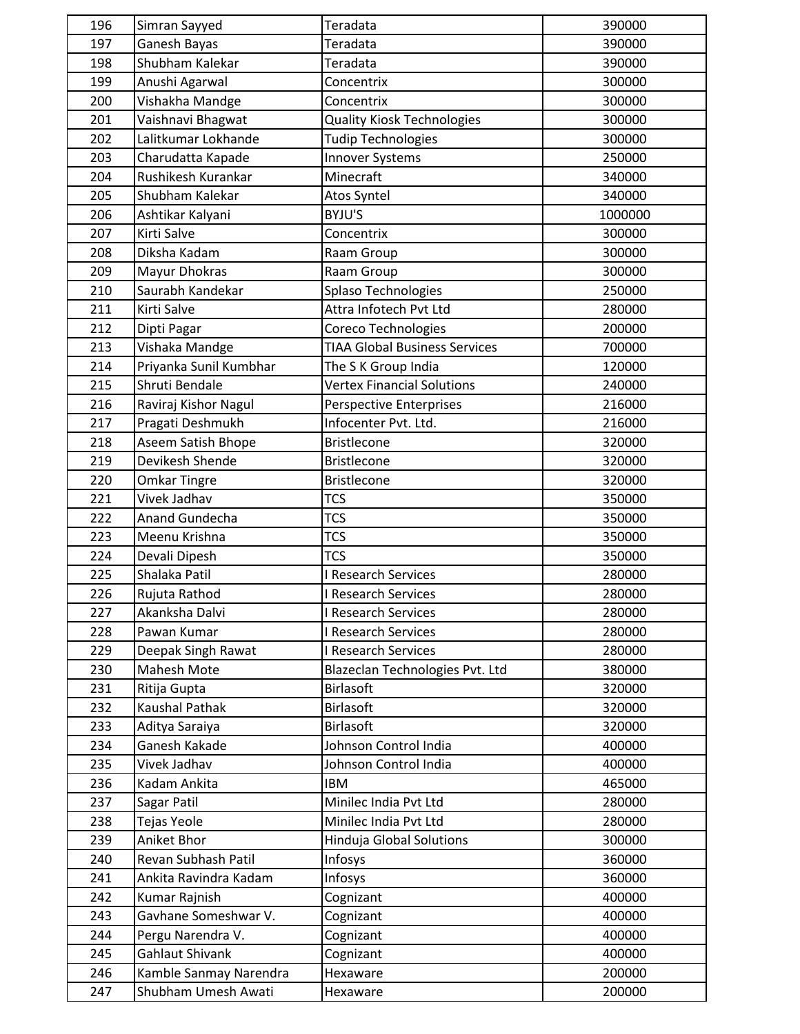| 196 | Simran Sayyed | Teradata | 390000 |
|---|---|---|---|
| 197 | Ganesh Bayas | Teradata | 390000 |
| 198 | Shubham Kalekar | Teradata | 390000 |
| 199 | Anushi Agarwal | Concentrix | 300000 |
| 200 | Vishakha Mandge | Concentrix | 300000 |
| 201 | Vaishnavi Bhagwat | Quality Kiosk Technologies | 300000 |
| 202 | Lalitkumar Lokhande | Tudip Technologies | 300000 |
| 203 | Charudatta Kapade | Innover Systems | 250000 |
| 204 | Rushikesh Kurankar | Minecraft | 340000 |
| 205 | Shubham Kalekar | Atos Syntel | 340000 |
| 206 | Ashtikar Kalyani | BYJU'S | 1000000 |
| 207 | Kirti Salve | Concentrix | 300000 |
| 208 | Diksha Kadam | Raam Group | 300000 |
| 209 | Mayur Dhokras | Raam Group | 300000 |
| 210 | Saurabh Kandekar | Splaso Technologies | 250000 |
| 211 | Kirti Salve | Attra Infotech Pvt Ltd | 280000 |
| 212 | Dipti Pagar | Coreco Technologies | 200000 |
| 213 | Vishaka Mandge | TIAA Global Business Services | 700000 |
| 214 | Priyanka Sunil Kumbhar | The S K Group India | 120000 |
| 215 | Shruti Bendale | Vertex Financial Solutions | 240000 |
| 216 | Raviraj Kishor Nagul | Perspective Enterprises | 216000 |
| 217 | Pragati Deshmukh | Infocenter Pvt. Ltd. | 216000 |
| 218 | Aseem Satish Bhope | Bristlecone | 320000 |
| 219 | Devikesh Shende | Bristlecone | 320000 |
| 220 | Omkar Tingre | Bristlecone | 320000 |
| 221 | Vivek Jadhav | TCS | 350000 |
| 222 | Anand Gundecha | TCS | 350000 |
| 223 | Meenu Krishna | TCS | 350000 |
| 224 | Devali Dipesh | TCS | 350000 |
| 225 | Shalaka Patil | I Research Services | 280000 |
| 226 | Rujuta Rathod | I Research Services | 280000 |
| 227 | Akanksha Dalvi | I Research Services | 280000 |
| 228 | Pawan Kumar | I Research Services | 280000 |
| 229 | Deepak Singh Rawat | I Research Services | 280000 |
| 230 | Mahesh Mote | Blazeclan Technologies Pvt. Ltd | 380000 |
| 231 | Ritija Gupta | Birlasoft | 320000 |
| 232 | Kaushal Pathak | Birlasoft | 320000 |
| 233 | Aditya Saraiya | Birlasoft | 320000 |
| 234 | Ganesh Kakade | Johnson Control India | 400000 |
| 235 | Vivek Jadhav | Johnson Control India | 400000 |
| 236 | Kadam Ankita | IBM | 465000 |
| 237 | Sagar Patil | Minilec India Pvt Ltd | 280000 |
| 238 | Tejas Yeole | Minilec India Pvt Ltd | 280000 |
| 239 | Aniket Bhor | Hinduja Global Solutions | 300000 |
| 240 | Revan Subhash Patil | Infosys | 360000 |
| 241 | Ankita Ravindra Kadam | Infosys | 360000 |
| 242 | Kumar Rajnish | Cognizant | 400000 |
| 243 | Gavhane Someshwar V. | Cognizant | 400000 |
| 244 | Pergu Narendra V. | Cognizant | 400000 |
| 245 | Gahlaut Shivank | Cognizant | 400000 |
| 246 | Kamble Sanmay Narendra | Hexaware | 200000 |
| 247 | Shubham Umesh Awati | Hexaware | 200000 |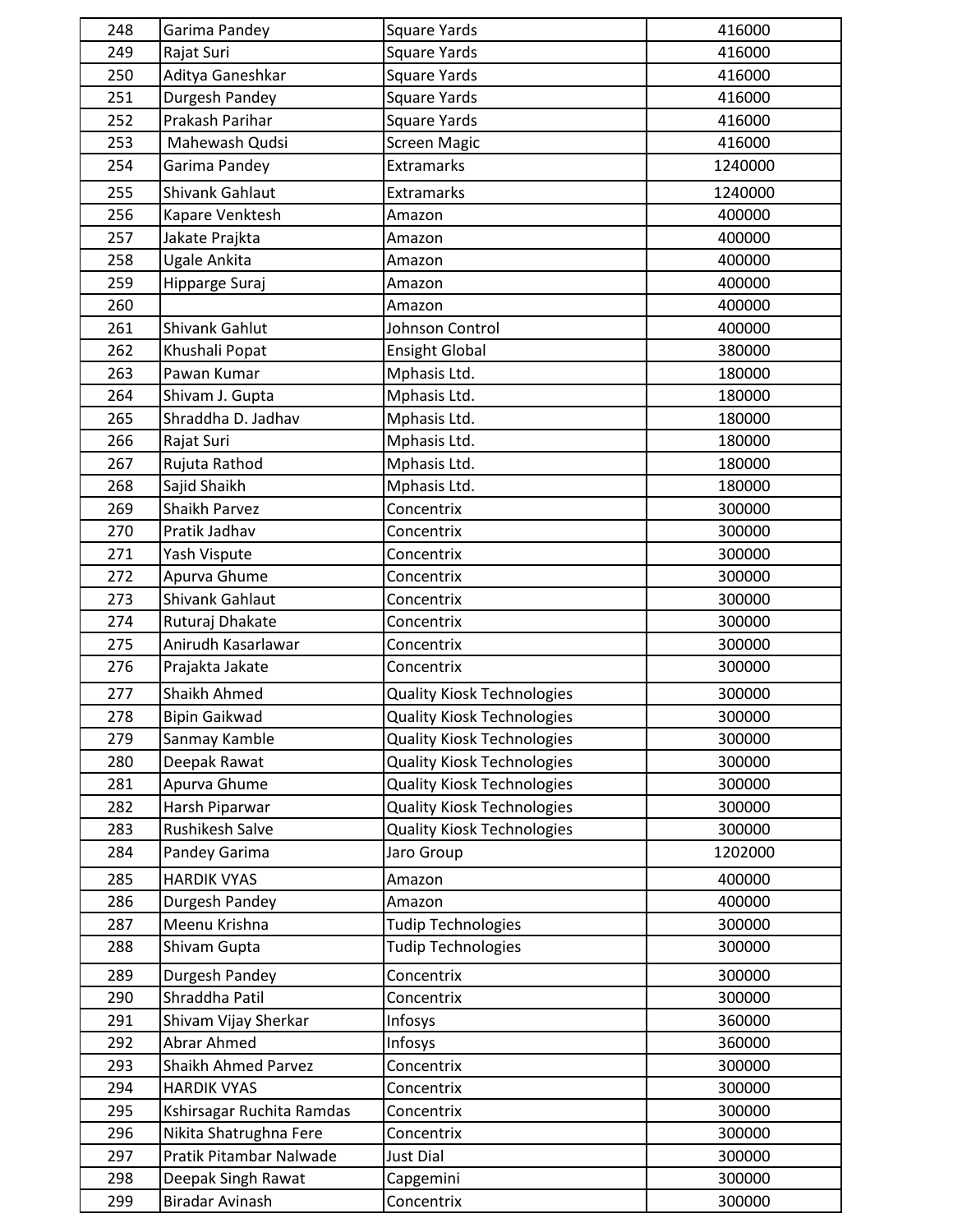| | | | |
|---|---|---|---|
| 248 | Garima Pandey | Square Yards | 416000 |
| 249 | Rajat Suri | Square Yards | 416000 |
| 250 | Aditya Ganeshkar | Square Yards | 416000 |
| 251 | Durgesh Pandey | Square Yards | 416000 |
| 252 | Prakash Parihar | Square Yards | 416000 |
| 253 | Mahewash Qudsi | Screen Magic | 416000 |
| 254 | Garima Pandey | Extramarks | 1240000 |
| 255 | Shivank Gahlaut | Extramarks | 1240000 |
| 256 | Kapare Venktesh | Amazon | 400000 |
| 257 | Jakate Prajkta | Amazon | 400000 |
| 258 | Ugale Ankita | Amazon | 400000 |
| 259 | Hipparge Suraj | Amazon | 400000 |
| 260 | | Amazon | 400000 |
| 261 | Shivank Gahlut | Johnson Control | 400000 |
| 262 | Khushali Popat | Ensight Global | 380000 |
| 263 | Pawan Kumar | Mphasis Ltd. | 180000 |
| 264 | Shivam J. Gupta | Mphasis Ltd. | 180000 |
| 265 | Shraddha D. Jadhav | Mphasis Ltd. | 180000 |
| 266 | Rajat Suri | Mphasis Ltd. | 180000 |
| 267 | Rujuta Rathod | Mphasis Ltd. | 180000 |
| 268 | Sajid Shaikh | Mphasis Ltd. | 180000 |
| 269 | Shaikh Parvez | Concentrix | 300000 |
| 270 | Pratik Jadhav | Concentrix | 300000 |
| 271 | Yash Vispute | Concentrix | 300000 |
| 272 | Apurva Ghume | Concentrix | 300000 |
| 273 | Shivank Gahlaut | Concentrix | 300000 |
| 274 | Ruturaj Dhakate | Concentrix | 300000 |
| 275 | Anirudh Kasarlawar | Concentrix | 300000 |
| 276 | Prajakta Jakate | Concentrix | 300000 |
| 277 | Shaikh Ahmed | Quality Kiosk Technologies | 300000 |
| 278 | Bipin Gaikwad | Quality Kiosk Technologies | 300000 |
| 279 | Sanmay Kamble | Quality Kiosk Technologies | 300000 |
| 280 | Deepak Rawat | Quality Kiosk Technologies | 300000 |
| 281 | Apurva Ghume | Quality Kiosk Technologies | 300000 |
| 282 | Harsh Piparwar | Quality Kiosk Technologies | 300000 |
| 283 | Rushikesh Salve | Quality Kiosk Technologies | 300000 |
| 284 | Pandey Garima | Jaro Group | 1202000 |
| 285 | HARDIK VYAS | Amazon | 400000 |
| 286 | Durgesh Pandey | Amazon | 400000 |
| 287 | Meenu Krishna | Tudip Technologies | 300000 |
| 288 | Shivam Gupta | Tudip Technologies | 300000 |
| 289 | Durgesh Pandey | Concentrix | 300000 |
| 290 | Shraddha Patil | Concentrix | 300000 |
| 291 | Shivam Vijay Sherkar | Infosys | 360000 |
| 292 | Abrar Ahmed | Infosys | 360000 |
| 293 | Shaikh Ahmed Parvez | Concentrix | 300000 |
| 294 | HARDIK VYAS | Concentrix | 300000 |
| 295 | Kshirsagar Ruchita Ramdas | Concentrix | 300000 |
| 296 | Nikita Shatrughna Fere | Concentrix | 300000 |
| 297 | Pratik Pitambar Nalwade | Just Dial | 300000 |
| 298 | Deepak Singh Rawat | Capgemini | 300000 |
| 299 | Biradar Avinash | Concentrix | 300000 |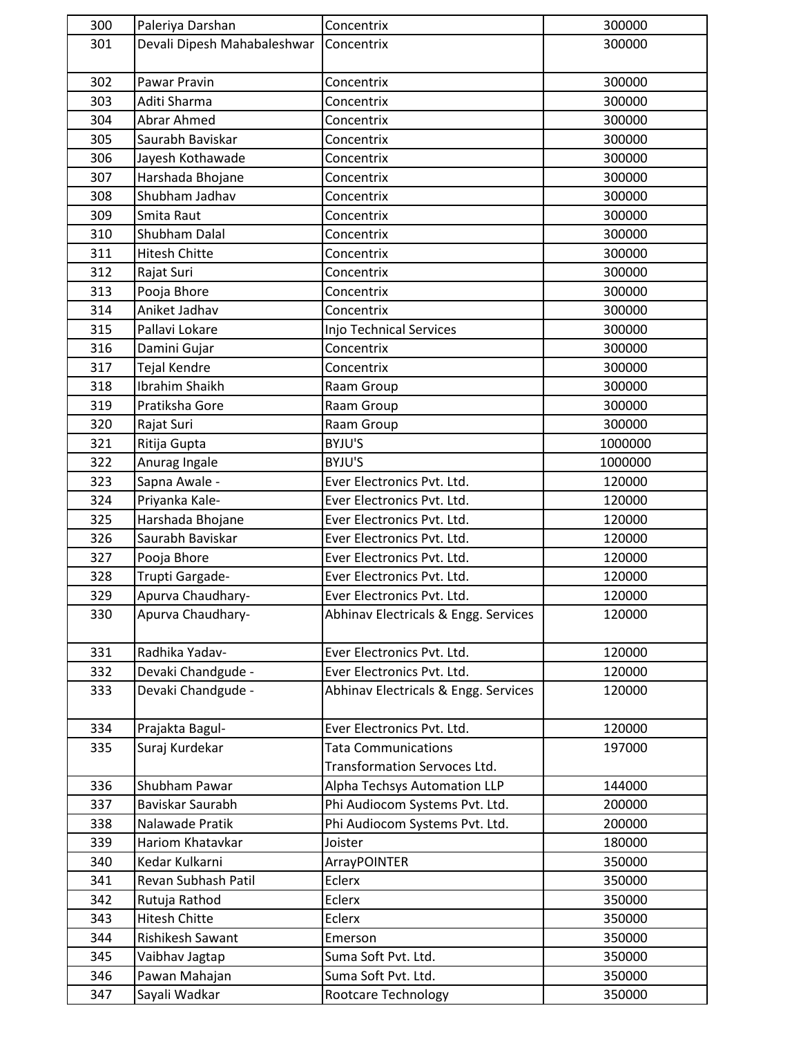| 300 | Paleriya Darshan | Concentrix | 300000 |
|---|---|---|---|
| 301 | Devali Dipesh Mahabaleshwar | Concentrix | 300000 |
| 302 | Pawar Pravin | Concentrix | 300000 |
| 303 | Aditi Sharma | Concentrix | 300000 |
| 304 | Abrar Ahmed | Concentrix | 300000 |
| 305 | Saurabh Baviskar | Concentrix | 300000 |
| 306 | Jayesh Kothawade | Concentrix | 300000 |
| 307 | Harshada Bhojane | Concentrix | 300000 |
| 308 | Shubham Jadhav | Concentrix | 300000 |
| 309 | Smita Raut | Concentrix | 300000 |
| 310 | Shubham Dalal | Concentrix | 300000 |
| 311 | Hitesh Chitte | Concentrix | 300000 |
| 312 | Rajat Suri | Concentrix | 300000 |
| 313 | Pooja Bhore | Concentrix | 300000 |
| 314 | Aniket Jadhav | Concentrix | 300000 |
| 315 | Pallavi Lokare | Injo Technical Services | 300000 |
| 316 | Damini Gujar | Concentrix | 300000 |
| 317 | Tejal Kendre | Concentrix | 300000 |
| 318 | Ibrahim Shaikh | Raam Group | 300000 |
| 319 | Pratiksha Gore | Raam Group | 300000 |
| 320 | Rajat Suri | Raam Group | 300000 |
| 321 | Ritija Gupta | BYJU'S | 1000000 |
| 322 | Anurag Ingale | BYJU'S | 1000000 |
| 323 | Sapna Awale - | Ever Electronics Pvt. Ltd. | 120000 |
| 324 | Priyanka Kale- | Ever Electronics Pvt. Ltd. | 120000 |
| 325 | Harshada Bhojane | Ever Electronics Pvt. Ltd. | 120000 |
| 326 | Saurabh Baviskar | Ever Electronics Pvt. Ltd. | 120000 |
| 327 | Pooja Bhore | Ever Electronics Pvt. Ltd. | 120000 |
| 328 | Trupti Gargade- | Ever Electronics Pvt. Ltd. | 120000 |
| 329 | Apurva Chaudhary- | Ever Electronics Pvt. Ltd. | 120000 |
| 330 | Apurva Chaudhary- | Abhinav Electricals & Engg. Services | 120000 |
| 331 | Radhika Yadav- | Ever Electronics Pvt. Ltd. | 120000 |
| 332 | Devaki Chandgude - | Ever Electronics Pvt. Ltd. | 120000 |
| 333 | Devaki Chandgude - | Abhinav Electricals & Engg. Services | 120000 |
| 334 | Prajakta Bagul- | Ever Electronics Pvt. Ltd. | 120000 |
| 335 | Suraj Kurdekar | Tata Communications Transformation Servoces Ltd. | 197000 |
| 336 | Shubham Pawar | Alpha Techsys Automation LLP | 144000 |
| 337 | Baviskar Saurabh | Phi Audiocom Systems Pvt. Ltd. | 200000 |
| 338 | Nalawade Pratik | Phi Audiocom Systems Pvt. Ltd. | 200000 |
| 339 | Hariom Khatavkar | Joister | 180000 |
| 340 | Kedar Kulkarni | ArrayPOINTER | 350000 |
| 341 | Revan Subhash Patil | Eclerx | 350000 |
| 342 | Rutuja Rathod | Eclerx | 350000 |
| 343 | Hitesh Chitte | Eclerx | 350000 |
| 344 | Rishikesh Sawant | Emerson | 350000 |
| 345 | Vaibhav Jagtap | Suma Soft Pvt. Ltd. | 350000 |
| 346 | Pawan Mahajan | Suma Soft Pvt. Ltd. | 350000 |
| 347 | Sayali Wadkar | Rootcare Technology | 350000 |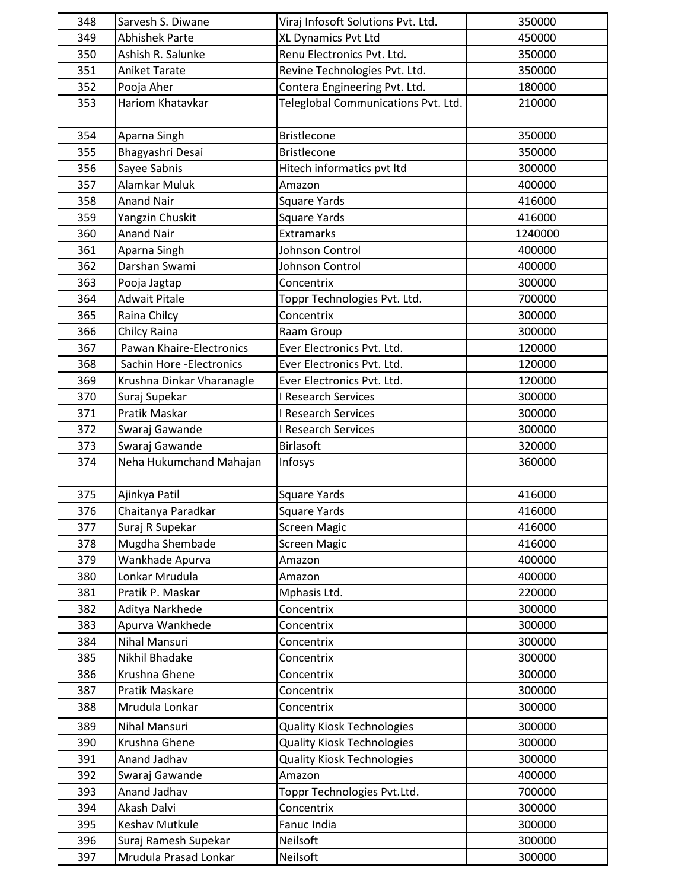| | | | |
|---|---|---|---|
| 348 | Sarvesh S. Diwane | Viraj Infosoft Solutions Pvt. Ltd. | 350000 |
| 349 | Abhishek Parte | XL Dynamics Pvt Ltd | 450000 |
| 350 | Ashish R. Salunke | Renu Electronics Pvt. Ltd. | 350000 |
| 351 | Aniket Tarate | Revine Technologies Pvt. Ltd. | 350000 |
| 352 | Pooja Aher | Contera Engineering Pvt. Ltd. | 180000 |
| 353 | Hariom Khatavkar | Teleglobal Communications Pvt. Ltd. | 210000 |
| 354 | Aparna Singh | Bristlecone | 350000 |
| 355 | Bhagyashri Desai | Bristlecone | 350000 |
| 356 | Sayee Sabnis | Hitech informatics pvt ltd | 300000 |
| 357 | Alamkar Muluk | Amazon | 400000 |
| 358 | Anand Nair | Square Yards | 416000 |
| 359 | Yangzin Chuskit | Square Yards | 416000 |
| 360 | Anand Nair | Extramarks | 1240000 |
| 361 | Aparna Singh | Johnson Control | 400000 |
| 362 | Darshan Swami | Johnson Control | 400000 |
| 363 | Pooja Jagtap | Concentrix | 300000 |
| 364 | Adwait Pitale | Toppr Technologies Pvt. Ltd. | 700000 |
| 365 | Raina Chilcy | Concentrix | 300000 |
| 366 | Chilcy Raina | Raam Group | 300000 |
| 367 | Pawan Khaire-Electronics | Ever Electronics Pvt. Ltd. | 120000 |
| 368 | Sachin Hore -Electronics | Ever Electronics Pvt. Ltd. | 120000 |
| 369 | Krushna Dinkar Vharanagle | Ever Electronics Pvt. Ltd. | 120000 |
| 370 | Suraj Supekar | I Research Services | 300000 |
| 371 | Pratik Maskar | I Research Services | 300000 |
| 372 | Swaraj Gawande | I Research Services | 300000 |
| 373 | Swaraj Gawande | Birlasoft | 320000 |
| 374 | Neha Hukumchand Mahajan | Infosys | 360000 |
| 375 | Ajinkya Patil | Square Yards | 416000 |
| 376 | Chaitanya Paradkar | Square Yards | 416000 |
| 377 | Suraj R Supekar | Screen Magic | 416000 |
| 378 | Mugdha Shembade | Screen Magic | 416000 |
| 379 | Wankhade Apurva | Amazon | 400000 |
| 380 | Lonkar Mrudula | Amazon | 400000 |
| 381 | Pratik P. Maskar | Mphasis Ltd. | 220000 |
| 382 | Aditya Narkhede | Concentrix | 300000 |
| 383 | Apurva Wankhede | Concentrix | 300000 |
| 384 | Nihal Mansuri | Concentrix | 300000 |
| 385 | Nikhil Bhadake | Concentrix | 300000 |
| 386 | Krushna Ghene | Concentrix | 300000 |
| 387 | Pratik Maskare | Concentrix | 300000 |
| 388 | Mrudula Lonkar | Concentrix | 300000 |
| 389 | Nihal Mansuri | Quality Kiosk Technologies | 300000 |
| 390 | Krushna Ghene | Quality Kiosk Technologies | 300000 |
| 391 | Anand Jadhav | Quality Kiosk Technologies | 300000 |
| 392 | Swaraj Gawande | Amazon | 400000 |
| 393 | Anand Jadhav | Toppr Technologies Pvt.Ltd. | 700000 |
| 394 | Akash Dalvi | Concentrix | 300000 |
| 395 | Keshav Mutkule | Fanuc India | 300000 |
| 396 | Suraj Ramesh Supekar | Neilsoft | 300000 |
| 397 | Mrudula Prasad Lonkar | Neilsoft | 300000 |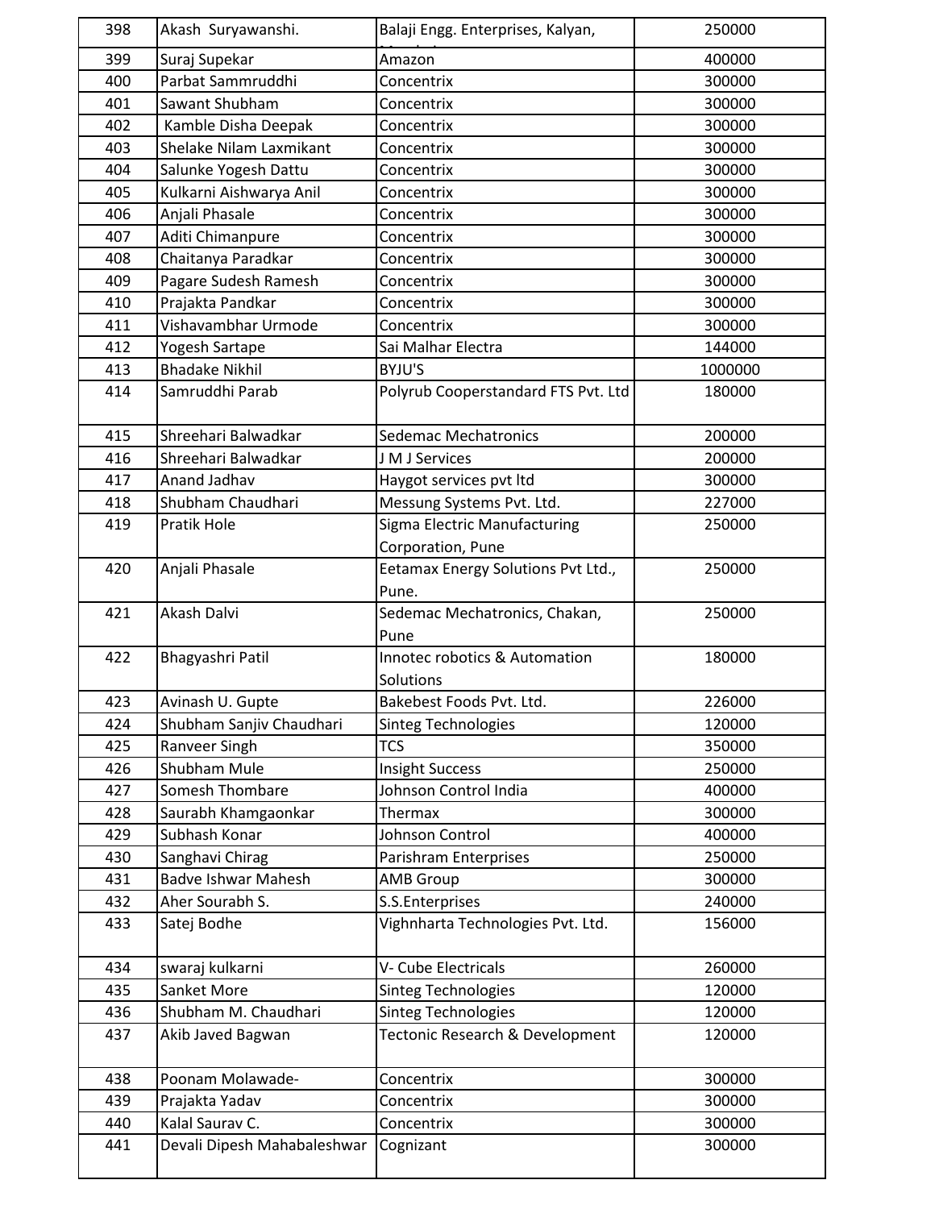| 398 | Akash Suryawanshi. | Balaji Engg. Enterprises, Kalyan, | 250000 |
|---|---|---|---|
| 399 | Suraj Supekar | Amazon | 400000 |
| 400 | Parbat Sammruddhi | Concentrix | 300000 |
| 401 | Sawant Shubham | Concentrix | 300000 |
| 402 | Kamble Disha Deepak | Concentrix | 300000 |
| 403 | Shelake Nilam Laxmikant | Concentrix | 300000 |
| 404 | Salunke Yogesh Dattu | Concentrix | 300000 |
| 405 | Kulkarni Aishwarya Anil | Concentrix | 300000 |
| 406 | Anjali Phasale | Concentrix | 300000 |
| 407 | Aditi Chimanpure | Concentrix | 300000 |
| 408 | Chaitanya Paradkar | Concentrix | 300000 |
| 409 | Pagare Sudesh Ramesh | Concentrix | 300000 |
| 410 | Prajakta Pandkar | Concentrix | 300000 |
| 411 | Vishavambhar Urmode | Concentrix | 300000 |
| 412 | Yogesh Sartape | Sai Malhar Electra | 144000 |
| 413 | Bhadake Nikhil | BYJU'S | 1000000 |
| 414 | Samruddhi Parab | Polyrub Cooperstandard FTS Pvt. Ltd | 180000 |
| 415 | Shreehari Balwadkar | Sedemac Mechatronics | 200000 |
| 416 | Shreehari Balwadkar | J M J Services | 200000 |
| 417 | Anand Jadhav | Haygot services pvt ltd | 300000 |
| 418 | Shubham Chaudhari | Messung Systems Pvt. Ltd. | 227000 |
| 419 | Pratik Hole | Sigma Electric Manufacturing Corporation, Pune | 250000 |
| 420 | Anjali Phasale | Eetamax Energy Solutions Pvt Ltd., Pune. | 250000 |
| 421 | Akash Dalvi | Sedemac Mechatronics, Chakan, Pune | 250000 |
| 422 | Bhagyashri Patil | Innotec robotics & Automation Solutions | 180000 |
| 423 | Avinash U. Gupte | Bakebest Foods Pvt. Ltd. | 226000 |
| 424 | Shubham Sanjiv Chaudhari | Sinteg Technologies | 120000 |
| 425 | Ranveer Singh | TCS | 350000 |
| 426 | Shubham Mule | Insight Success | 250000 |
| 427 | Somesh Thombare | Johnson Control India | 400000 |
| 428 | Saurabh Khamgaonkar | Thermax | 300000 |
| 429 | Subhash Konar | Johnson Control | 400000 |
| 430 | Sanghavi Chirag | Parishram Enterprises | 250000 |
| 431 | Badve Ishwar Mahesh | AMB Group | 300000 |
| 432 | Aher Sourabh S. | S.S.Enterprises | 240000 |
| 433 | Satej Bodhe | Vighnharta Technologies Pvt. Ltd. | 156000 |
| 434 | swaraj kulkarni | V- Cube Electricals | 260000 |
| 435 | Sanket More | Sinteg Technologies | 120000 |
| 436 | Shubham M. Chaudhari | Sinteg Technologies | 120000 |
| 437 | Akib Javed Bagwan | Tectonic Research & Development | 120000 |
| 438 | Poonam Molawade- | Concentrix | 300000 |
| 439 | Prajakta Yadav | Concentrix | 300000 |
| 440 | Kalal Saurav C. | Concentrix | 300000 |
| 441 | Devali Dipesh Mahabaleshwar | Cognizant | 300000 |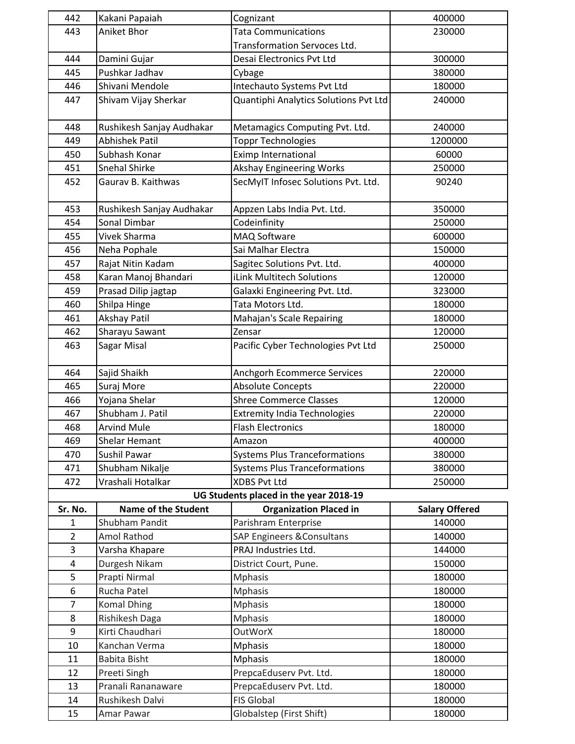| 442 | Kakani Papaiah | Cognizant | 400000 |
|---|---|---|---|
| 443 | Aniket Bhor | Tata Communications Transformation Servoces Ltd. | 230000 |
| 444 | Damini Gujar | Desai Electronics Pvt Ltd | 300000 |
| 445 | Pushkar Jadhav | Cybage | 380000 |
| 446 | Shivani Mendole | Intechauto Systems Pvt Ltd | 180000 |
| 447 | Shivam Vijay Sherkar | Quantiphi Analytics Solutions Pvt Ltd | 240000 |
| 448 | Rushikesh Sanjay Audhakar | Metamagics Computing Pvt. Ltd. | 240000 |
| 449 | Abhishek Patil | Toppr Technologies | 1200000 |
| 450 | Subhash Konar | Eximp International | 60000 |
| 451 | Snehal Shirke | Akshay Engineering Works | 250000 |
| 452 | Gaurav B. Kaithwas | SecMyIT Infosec Solutions Pvt. Ltd. | 90240 |
| 453 | Rushikesh Sanjay Audhakar | Appzen Labs India Pvt. Ltd. | 350000 |
| 454 | Sonal Dimbar | Codeinfinity | 250000 |
| 455 | Vivek Sharma | MAQ Software | 600000 |
| 456 | Neha Pophale | Sai Malhar Electra | 150000 |
| 457 | Rajat Nitin Kadam | Sagitec Solutions Pvt. Ltd. | 400000 |
| 458 | Karan Manoj Bhandari | iLink Multitech Solutions | 120000 |
| 459 | Prasad Dilip jagtap | Galaxki Engineering Pvt. Ltd. | 323000 |
| 460 | Shilpa Hinge | Tata Motors Ltd. | 180000 |
| 461 | Akshay Patil | Mahajan's Scale Repairing | 180000 |
| 462 | Sharayu Sawant | Zensar | 120000 |
| 463 | Sagar Misal | Pacific Cyber Technologies Pvt Ltd | 250000 |
| 464 | Sajid Shaikh | Anchgorh Ecommerce Services | 220000 |
| 465 | Suraj More | Absolute Concepts | 220000 |
| 466 | Yojana Shelar | Shree Commerce Classes | 120000 |
| 467 | Shubham J. Patil | Extremity India Technologies | 220000 |
| 468 | Arvind Mule | Flash Electronics | 180000 |
| 469 | Shelar Hemant | Amazon | 400000 |
| 470 | Sushil Pawar | Systems Plus Tranceformations | 380000 |
| 471 | Shubham Nikalje | Systems Plus Tranceformations | 380000 |
| 472 | Vrashali Hotalkar | XDBS Pvt Ltd | 250000 |

**UG Students placed in the year 2018-19**

| Sr. No. | Name of the Student | Organization Placed in | Salary Offered |
|---|---|---|---|
| 1 | Shubham Pandit | Parishram Enterprise | 140000 |
| 2 | Amol Rathod | SAP Engineers &Consultans | 140000 |
| 3 | Varsha Khapare | PRAJ Industries Ltd. | 144000 |
| 4 | Durgesh Nikam | District Court, Pune. | 150000 |
| 5 | Prapti Nirmal | Mphasis | 180000 |
| 6 | Rucha Patel | Mphasis | 180000 |
| 7 | Komal Dhing | Mphasis | 180000 |
| 8 | Rishikesh Daga | Mphasis | 180000 |
| 9 | Kirti Chaudhari | OutWorX | 180000 |
| 10 | Kanchan Verma | Mphasis | 180000 |
| 11 | Babita Bisht | Mphasis | 180000 |
| 12 | Preeti Singh | PrepcaEduserv Pvt. Ltd. | 180000 |
| 13 | Pranali Rananaware | PrepcaEduserv Pvt. Ltd. | 180000 |
| 14 | Rushikesh Dalvi | FIS Global | 180000 |
| 15 | Amar Pawar | Globalstep (First Shift) | 180000 |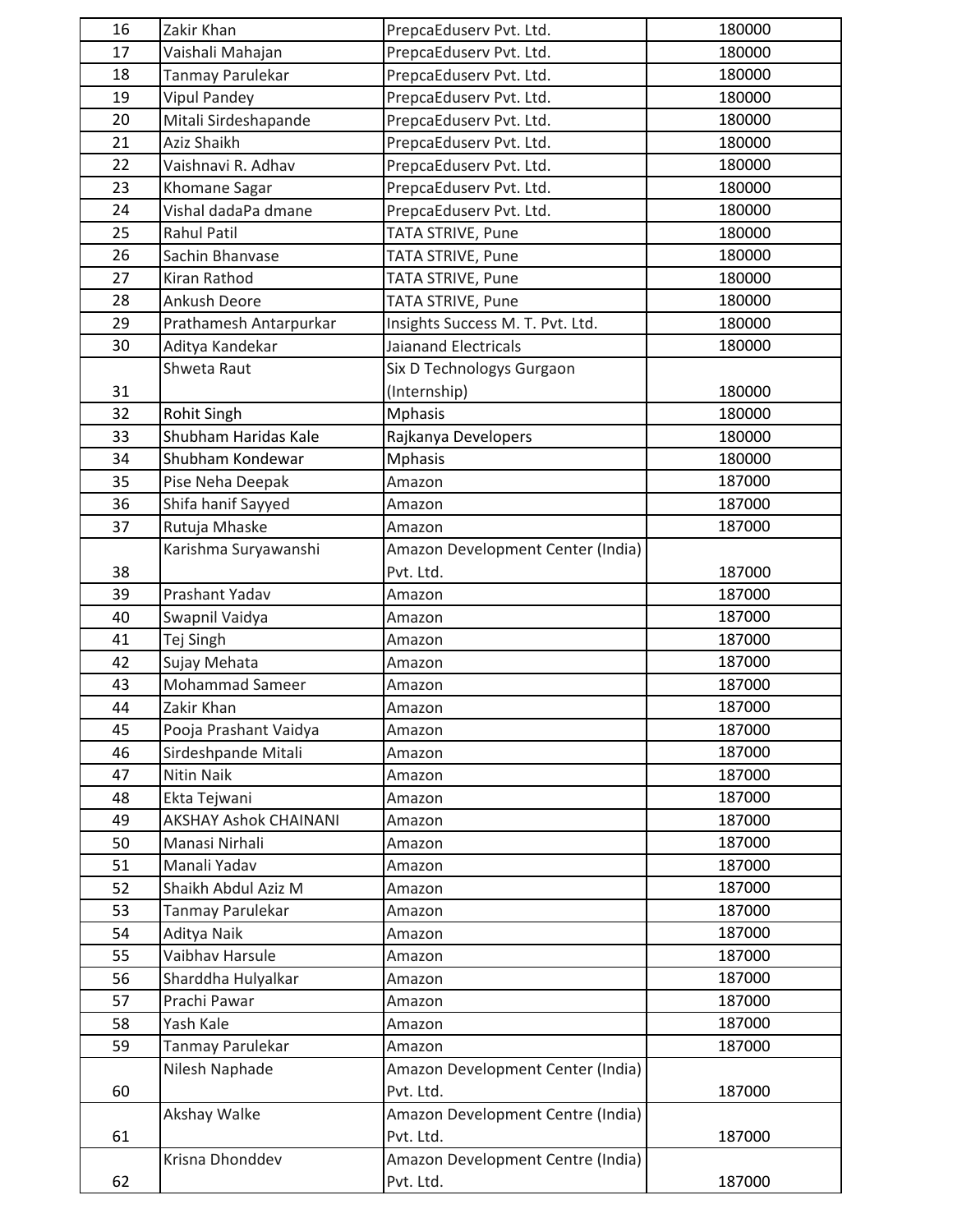| 16 | Zakir Khan | PrepcaEduserv Pvt. Ltd. | 180000 |
|---|---|---|---|
| 17 | Vaishali Mahajan | PrepcaEduserv Pvt. Ltd. | 180000 |
| 18 | Tanmay Parulekar | PrepcaEduserv Pvt. Ltd. | 180000 |
| 19 | Vipul Pandey | PrepcaEduserv Pvt. Ltd. | 180000 |
| 20 | Mitali Sirdeshapande | PrepcaEduserv Pvt. Ltd. | 180000 |
| 21 | Aziz Shaikh | PrepcaEduserv Pvt. Ltd. | 180000 |
| 22 | Vaishnavi R. Adhav | PrepcaEduserv Pvt. Ltd. | 180000 |
| 23 | Khomane Sagar | PrepcaEduserv Pvt. Ltd. | 180000 |
| 24 | Vishal dadaPa dmane | PrepcaEduserv Pvt. Ltd. | 180000 |
| 25 | Rahul Patil | TATA STRIVE, Pune | 180000 |
| 26 | Sachin Bhanvase | TATA STRIVE, Pune | 180000 |
| 27 | Kiran Rathod | TATA STRIVE, Pune | 180000 |
| 28 | Ankush Deore | TATA STRIVE, Pune | 180000 |
| 29 | Prathamesh Antarpurkar | Insights Success M. T. Pvt. Ltd. | 180000 |
| 30 | Aditya Kandekar | Jaianand Electricals | 180000 |
| 31 | Shweta Raut | Six D Technologys Gurgaon (Internship) | 180000 |
| 32 | Rohit Singh | Mphasis | 180000 |
| 33 | Shubham Haridas Kale | Rajkanya Developers | 180000 |
| 34 | Shubham Kondewar | Mphasis | 180000 |
| 35 | Pise Neha Deepak | Amazon | 187000 |
| 36 | Shifa hanif Sayyed | Amazon | 187000 |
| 37 | Rutuja Mhaske | Amazon | 187000 |
| 38 | Karishma Suryawanshi | Amazon Development Center (India) Pvt. Ltd. | 187000 |
| 39 | Prashant Yadav | Amazon | 187000 |
| 40 | Swapnil Vaidya | Amazon | 187000 |
| 41 | Tej Singh | Amazon | 187000 |
| 42 | Sujay Mehata | Amazon | 187000 |
| 43 | Mohammad Sameer | Amazon | 187000 |
| 44 | Zakir Khan | Amazon | 187000 |
| 45 | Pooja Prashant Vaidya | Amazon | 187000 |
| 46 | Sirdeshpande Mitali | Amazon | 187000 |
| 47 | Nitin Naik | Amazon | 187000 |
| 48 | Ekta Tejwani | Amazon | 187000 |
| 49 | AKSHAY Ashok CHAINANI | Amazon | 187000 |
| 50 | Manasi Nirhali | Amazon | 187000 |
| 51 | Manali Yadav | Amazon | 187000 |
| 52 | Shaikh Abdul Aziz M | Amazon | 187000 |
| 53 | Tanmay Parulekar | Amazon | 187000 |
| 54 | Aditya Naik | Amazon | 187000 |
| 55 | Vaibhav Harsule | Amazon | 187000 |
| 56 | Sharddha Hulyalkar | Amazon | 187000 |
| 57 | Prachi Pawar | Amazon | 187000 |
| 58 | Yash Kale | Amazon | 187000 |
| 59 | Tanmay Parulekar | Amazon | 187000 |
| 60 | Nilesh Naphade | Amazon Development Center (India) Pvt. Ltd. | 187000 |
| 61 | Akshay Walke | Amazon Development Centre (India) Pvt. Ltd. | 187000 |
| 62 | Krisna Dhonddev | Amazon Development Centre (India) Pvt. Ltd. | 187000 |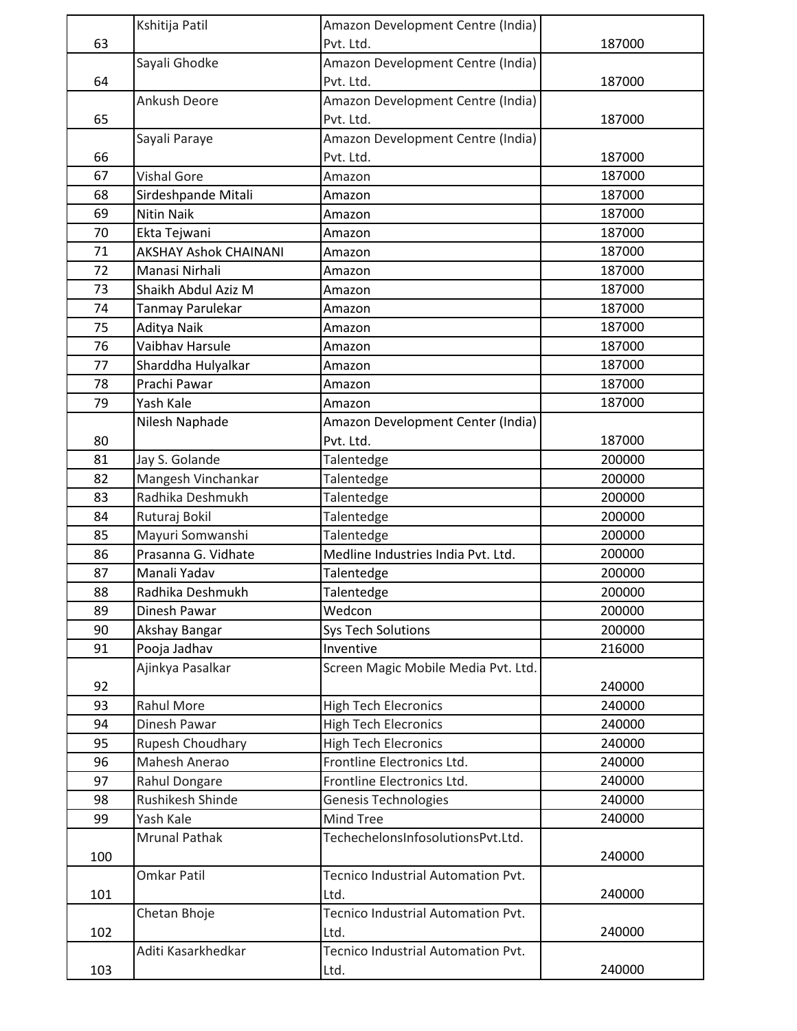| | | | |
|---|---|---|---|
| 63 | Kshitija Patil | Amazon Development Centre (India) Pvt. Ltd. | 187000 |
| 64 | Sayali Ghodke | Amazon Development Centre (India) Pvt. Ltd. | 187000 |
| 65 | Ankush Deore | Amazon Development Centre (India) Pvt. Ltd. | 187000 |
| 66 | Sayali Paraye | Amazon Development Centre (India) Pvt. Ltd. | 187000 |
| 67 | Vishal Gore | Amazon | 187000 |
| 68 | Sirdeshpande Mitali | Amazon | 187000 |
| 69 | Nitin Naik | Amazon | 187000 |
| 70 | Ekta Tejwani | Amazon | 187000 |
| 71 | AKSHAY Ashok CHAINANI | Amazon | 187000 |
| 72 | Manasi Nirhali | Amazon | 187000 |
| 73 | Shaikh Abdul Aziz M | Amazon | 187000 |
| 74 | Tanmay Parulekar | Amazon | 187000 |
| 75 | Aditya Naik | Amazon | 187000 |
| 76 | Vaibhav Harsule | Amazon | 187000 |
| 77 | Sharddha Hulyalkar | Amazon | 187000 |
| 78 | Prachi Pawar | Amazon | 187000 |
| 79 | Yash Kale | Amazon | 187000 |
| 80 | Nilesh Naphade | Amazon Development Center (India) Pvt. Ltd. | 187000 |
| 81 | Jay S. Golande | Talentedge | 200000 |
| 82 | Mangesh Vinchankar | Talentedge | 200000 |
| 83 | Radhika Deshmukh | Talentedge | 200000 |
| 84 | Ruturaj Bokil | Talentedge | 200000 |
| 85 | Mayuri Somwanshi | Talentedge | 200000 |
| 86 | Prasanna G. Vidhate | Medline Industries India Pvt. Ltd. | 200000 |
| 87 | Manali Yadav | Talentedge | 200000 |
| 88 | Radhika Deshmukh | Talentedge | 200000 |
| 89 | Dinesh Pawar | Wedcon | 200000 |
| 90 | Akshay Bangar | Sys Tech Solutions | 200000 |
| 91 | Pooja Jadhav | Inventive | 216000 |
| 92 | Ajinkya Pasalkar | Screen Magic Mobile Media Pvt. Ltd. | 240000 |
| 93 | Rahul More | High Tech Elecronics | 240000 |
| 94 | Dinesh Pawar | High Tech Elecronics | 240000 |
| 95 | Rupesh Choudhary | High Tech Elecronics | 240000 |
| 96 | Mahesh Anerao | Frontline Electronics Ltd. | 240000 |
| 97 | Rahul Dongare | Frontline Electronics Ltd. | 240000 |
| 98 | Rushikesh Shinde | Genesis Technologies | 240000 |
| 99 | Yash Kale | Mind Tree | 240000 |
| 100 | Mrunal Pathak | TechechelonsInfosolutionsPvt.Ltd. | 240000 |
| 101 | Omkar Patil | Tecnico Industrial Automation Pvt. Ltd. | 240000 |
| 102 | Chetan Bhoje | Tecnico Industrial Automation Pvt. Ltd. | 240000 |
| 103 | Aditi Kasarkhedkar | Tecnico Industrial Automation Pvt. Ltd. | 240000 |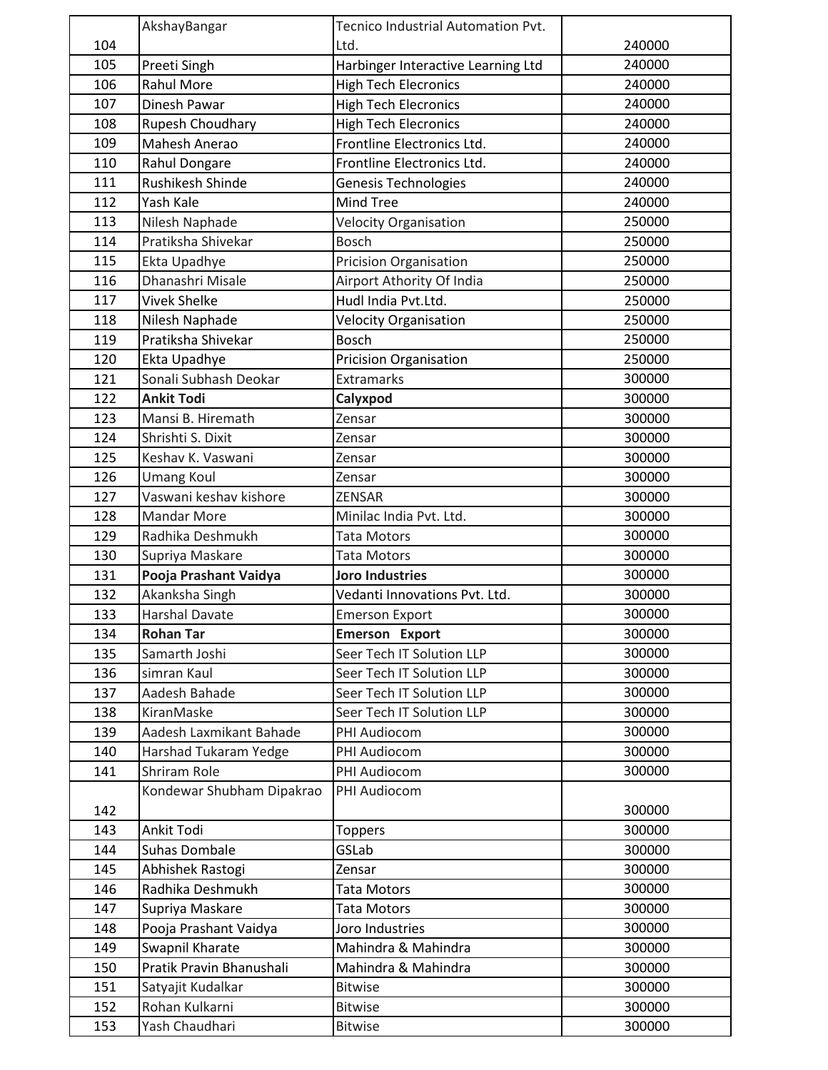| | | | |
|---|---|---|---|
| 104 | AkshayBangar | Tecnico Industrial Automation Pvt. Ltd. | 240000 |
| 105 | Preeti Singh | Harbinger Interactive Learning Ltd | 240000 |
| 106 | Rahul More | High Tech Elecronics | 240000 |
| 107 | Dinesh Pawar | High Tech Elecronics | 240000 |
| 108 | Rupesh Choudhary | High Tech Elecronics | 240000 |
| 109 | Mahesh Anerao | Frontline Electronics Ltd. | 240000 |
| 110 | Rahul Dongare | Frontline Electronics Ltd. | 240000 |
| 111 | Rushikesh Shinde | Genesis Technologies | 240000 |
| 112 | Yash Kale | Mind Tree | 240000 |
| 113 | Nilesh Naphade | Velocity Organisation | 250000 |
| 114 | Pratiksha Shivekar | Bosch | 250000 |
| 115 | Ekta Upadhye | Pricision Organisation | 250000 |
| 116 | Dhanashri Misale | Airport Athority Of India | 250000 |
| 117 | Vivek Shelke | Hudl India Pvt.Ltd. | 250000 |
| 118 | Nilesh Naphade | Velocity Organisation | 250000 |
| 119 | Pratiksha Shivekar | Bosch | 250000 |
| 120 | Ekta Upadhye | Pricision Organisation | 250000 |
| 121 | Sonali Subhash Deokar | Extramarks | 300000 |
| 122 | **Ankit Todi** | **Calyxpod** | 300000 |
| 123 | Mansi B. Hiremath | Zensar | 300000 |
| 124 | Shrishti S. Dixit | Zensar | 300000 |
| 125 | Keshav K. Vaswani | Zensar | 300000 |
| 126 | Umang Koul | Zensar | 300000 |
| 127 | Vaswani keshav kishore | ZENSAR | 300000 |
| 128 | Mandar More | Minilac India Pvt. Ltd. | 300000 |
| 129 | Radhika Deshmukh | Tata Motors | 300000 |
| 130 | Supriya Maskare | Tata Motors | 300000 |
| 131 | **Pooja Prashant Vaidya** | **Joro Industries** | 300000 |
| 132 | Akanksha Singh | Vedanti Innovations Pvt. Ltd. | 300000 |
| 133 | Harshal Davate | Emerson Export | 300000 |
| 134 | **Rohan Tar** | **Emerson Export** | 300000 |
| 135 | Samarth Joshi | Seer Tech IT Solution LLP | 300000 |
| 136 | simran Kaul | Seer Tech IT Solution LLP | 300000 |
| 137 | Aadesh Bahade | Seer Tech IT Solution LLP | 300000 |
| 138 | KiranMaske | Seer Tech IT Solution LLP | 300000 |
| 139 | Aadesh Laxmikant Bahade | PHI Audiocom | 300000 |
| 140 | Harshad Tukaram Yedge | PHI Audiocom | 300000 |
| 141 | Shriram Role | PHI Audiocom | 300000 |
| 142 | Kondewar Shubham Dipakrao | PHI Audiocom | 300000 |
| 143 | Ankit Todi | Toppers | 300000 |
| 144 | Suhas Dombale | GSLab | 300000 |
| 145 | Abhishek Rastogi | Zensar | 300000 |
| 146 | Radhika Deshmukh | Tata Motors | 300000 |
| 147 | Supriya Maskare | Tata Motors | 300000 |
| 148 | Pooja Prashant Vaidya | Joro Industries | 300000 |
| 149 | Swapnil Kharate | Mahindra & Mahindra | 300000 |
| 150 | Pratik Pravin Bhanushali | Mahindra & Mahindra | 300000 |
| 151 | Satyajit Kudalkar | Bitwise | 300000 |
| 152 | Rohan Kulkarni | Bitwise | 300000 |
| 153 | Yash Chaudhari | Bitwise | 300000 |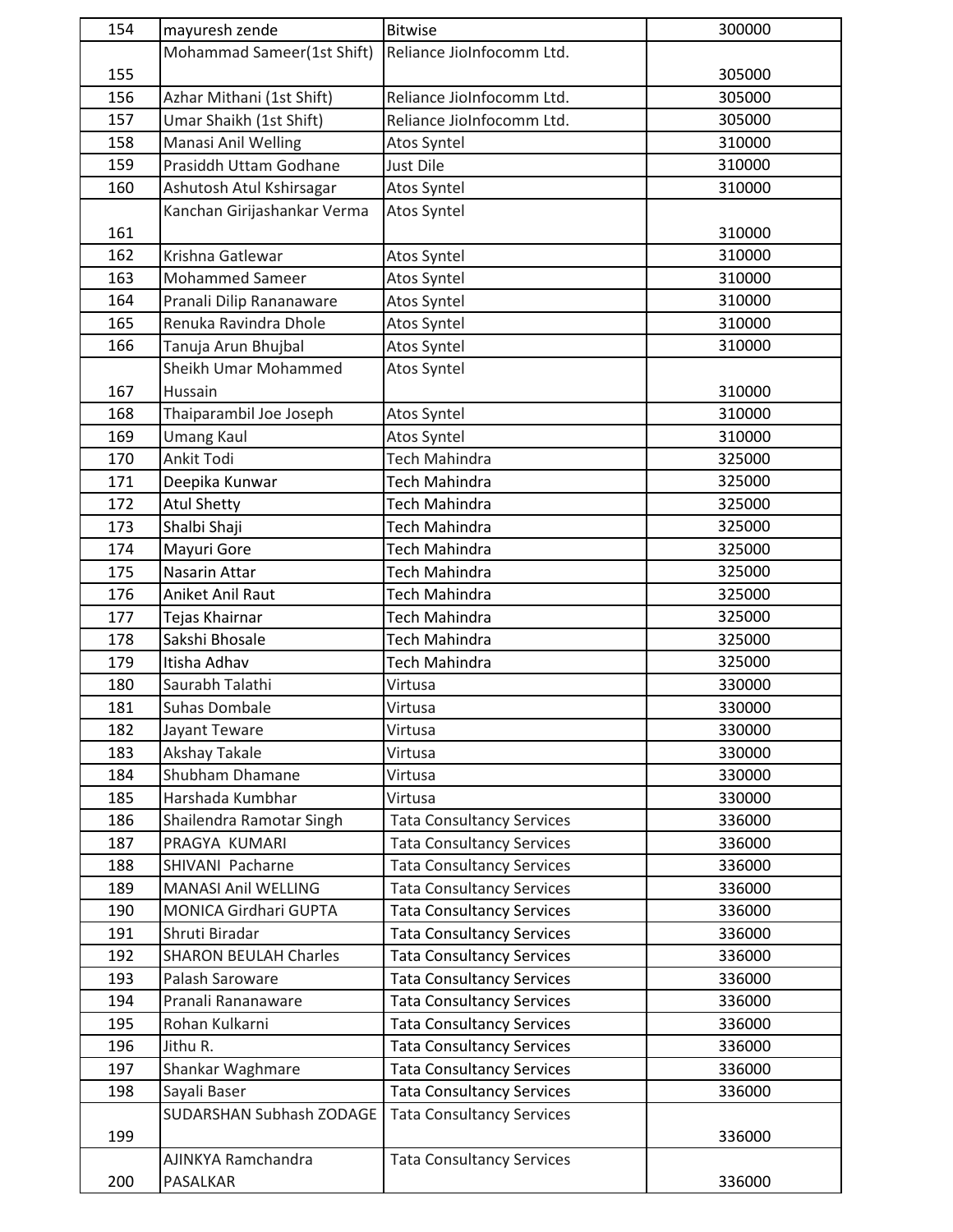| 154 | mayuresh zende | Bitwise | 300000 |
|---|---|---|---|
| 155 | Mohammad Sameer(1st Shift) | Reliance JioInfocomm Ltd. | 305000 |
| 156 | Azhar Mithani (1st Shift) | Reliance JioInfocomm Ltd. | 305000 |
| 157 | Umar Shaikh (1st Shift) | Reliance JioInfocomm Ltd. | 305000 |
| 158 | Manasi Anil Welling | Atos Syntel | 310000 |
| 159 | Prasiddh Uttam Godhane | Just Dile | 310000 |
| 160 | Ashutosh Atul Kshirsagar | Atos Syntel | 310000 |
| 161 | Kanchan Girijashankar Verma | Atos Syntel | 310000 |
| 162 | Krishna Gatlewar | Atos Syntel | 310000 |
| 163 | Mohammed Sameer | Atos Syntel | 310000 |
| 164 | Pranali Dilip Rananaware | Atos Syntel | 310000 |
| 165 | Renuka Ravindra Dhole | Atos Syntel | 310000 |
| 166 | Tanuja Arun Bhujbal | Atos Syntel | 310000 |
| 167 | Sheikh Umar Mohammed Hussain | Atos Syntel | 310000 |
| 168 | Thaiparambil Joe Joseph | Atos Syntel | 310000 |
| 169 | Umang Kaul | Atos Syntel | 310000 |
| 170 | Ankit Todi | Tech Mahindra | 325000 |
| 171 | Deepika Kunwar | Tech Mahindra | 325000 |
| 172 | Atul Shetty | Tech Mahindra | 325000 |
| 173 | Shalbi Shaji | Tech Mahindra | 325000 |
| 174 | Mayuri Gore | Tech Mahindra | 325000 |
| 175 | Nasarin Attar | Tech Mahindra | 325000 |
| 176 | Aniket Anil Raut | Tech Mahindra | 325000 |
| 177 | Tejas Khairnar | Tech Mahindra | 325000 |
| 178 | Sakshi Bhosale | Tech Mahindra | 325000 |
| 179 | Itisha Adhav | Tech Mahindra | 325000 |
| 180 | Saurabh Talathi | Virtusa | 330000 |
| 181 | Suhas Dombale | Virtusa | 330000 |
| 182 | Jayant Teware | Virtusa | 330000 |
| 183 | Akshay Takale | Virtusa | 330000 |
| 184 | Shubham Dhamane | Virtusa | 330000 |
| 185 | Harshada Kumbhar | Virtusa | 330000 |
| 186 | Shailendra Ramotar Singh | Tata Consultancy Services | 336000 |
| 187 | PRAGYA KUMARI | Tata Consultancy Services | 336000 |
| 188 | SHIVANI Pacharne | Tata Consultancy Services | 336000 |
| 189 | MANASI Anil WELLING | Tata Consultancy Services | 336000 |
| 190 | MONICA Girdhari GUPTA | Tata Consultancy Services | 336000 |
| 191 | Shruti Biradar | Tata Consultancy Services | 336000 |
| 192 | SHARON BEULAH Charles | Tata Consultancy Services | 336000 |
| 193 | Palash Saroware | Tata Consultancy Services | 336000 |
| 194 | Pranali Rananaware | Tata Consultancy Services | 336000 |
| 195 | Rohan Kulkarni | Tata Consultancy Services | 336000 |
| 196 | Jithu R. | Tata Consultancy Services | 336000 |
| 197 | Shankar Waghmare | Tata Consultancy Services | 336000 |
| 198 | Sayali Baser | Tata Consultancy Services | 336000 |
| 199 | SUDARSHAN Subhash ZODAGE | Tata Consultancy Services | 336000 |
| 200 | AJINKYA Ramchandra PASALKAR | Tata Consultancy Services | 336000 |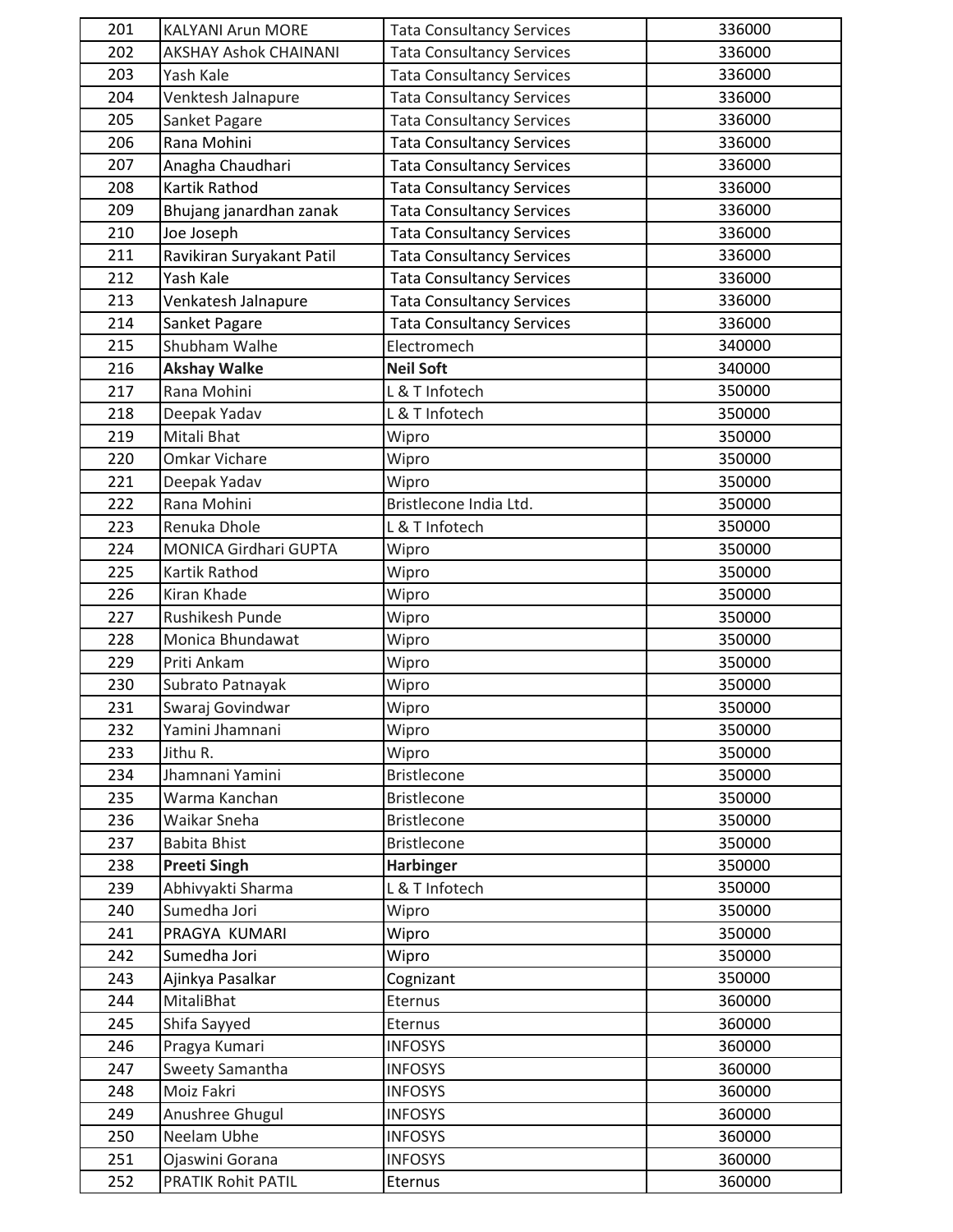| 201 | KALYANI Arun MORE | Tata Consultancy Services | 336000 |
|---|---|---|---|
| 202 | AKSHAY Ashok CHAINANI | Tata Consultancy Services | 336000 |
| 203 | Yash Kale | Tata Consultancy Services | 336000 |
| 204 | Venktesh Jalnapure | Tata Consultancy Services | 336000 |
| 205 | Sanket Pagare | Tata Consultancy Services | 336000 |
| 206 | Rana Mohini | Tata Consultancy Services | 336000 |
| 207 | Anagha Chaudhari | Tata Consultancy Services | 336000 |
| 208 | Kartik Rathod | Tata Consultancy Services | 336000 |
| 209 | Bhujang janardhan zanak | Tata Consultancy Services | 336000 |
| 210 | Joe Joseph | Tata Consultancy Services | 336000 |
| 211 | Ravikiran Suryakant Patil | Tata Consultancy Services | 336000 |
| 212 | Yash Kale | Tata Consultancy Services | 336000 |
| 213 | Venkatesh Jalnapure | Tata Consultancy Services | 336000 |
| 214 | Sanket Pagare | Tata Consultancy Services | 336000 |
| 215 | Shubham Walhe | Electromech | 340000 |
| 216 | **Akshay Walke** | **Neil Soft** | 340000 |
| 217 | Rana Mohini | L & T Infotech | 350000 |
| 218 | Deepak Yadav | L & T Infotech | 350000 |
| 219 | Mitali Bhat | Wipro | 350000 |
| 220 | Omkar Vichare | Wipro | 350000 |
| 221 | Deepak Yadav | Wipro | 350000 |
| 222 | Rana Mohini | Bristlecone India Ltd. | 350000 |
| 223 | Renuka Dhole | L & T Infotech | 350000 |
| 224 | MONICA Girdhari GUPTA | Wipro | 350000 |
| 225 | Kartik Rathod | Wipro | 350000 |
| 226 | Kiran Khade | Wipro | 350000 |
| 227 | Rushikesh Punde | Wipro | 350000 |
| 228 | Monica Bhundawat | Wipro | 350000 |
| 229 | Priti Ankam | Wipro | 350000 |
| 230 | Subrato Patnayak | Wipro | 350000 |
| 231 | Swaraj Govindwar | Wipro | 350000 |
| 232 | Yamini Jhamnani | Wipro | 350000 |
| 233 | Jithu R. | Wipro | 350000 |
| 234 | Jhamnani Yamini | Bristlecone | 350000 |
| 235 | Warma Kanchan | Bristlecone | 350000 |
| 236 | Waikar Sneha | Bristlecone | 350000 |
| 237 | Babita Bhist | Bristlecone | 350000 |
| 238 | **Preeti Singh** | **Harbinger** | 350000 |
| 239 | Abhivyakti Sharma | L & T Infotech | 350000 |
| 240 | Sumedha Jori | Wipro | 350000 |
| 241 | PRAGYA KUMARI | Wipro | 350000 |
| 242 | Sumedha Jori | Wipro | 350000 |
| 243 | Ajinkya Pasalkar | Cognizant | 350000 |
| 244 | MitaliBhat | Eternus | 360000 |
| 245 | Shifa Sayyed | Eternus | 360000 |
| 246 | Pragya Kumari | INFOSYS | 360000 |
| 247 | Sweety Samantha | INFOSYS | 360000 |
| 248 | Moiz Fakri | INFOSYS | 360000 |
| 249 | Anushree Ghugul | INFOSYS | 360000 |
| 250 | Neelam Ubhe | INFOSYS | 360000 |
| 251 | Ojaswini Gorana | INFOSYS | 360000 |
| 252 | PRATIK Rohit PATIL | Eternus | 360000 |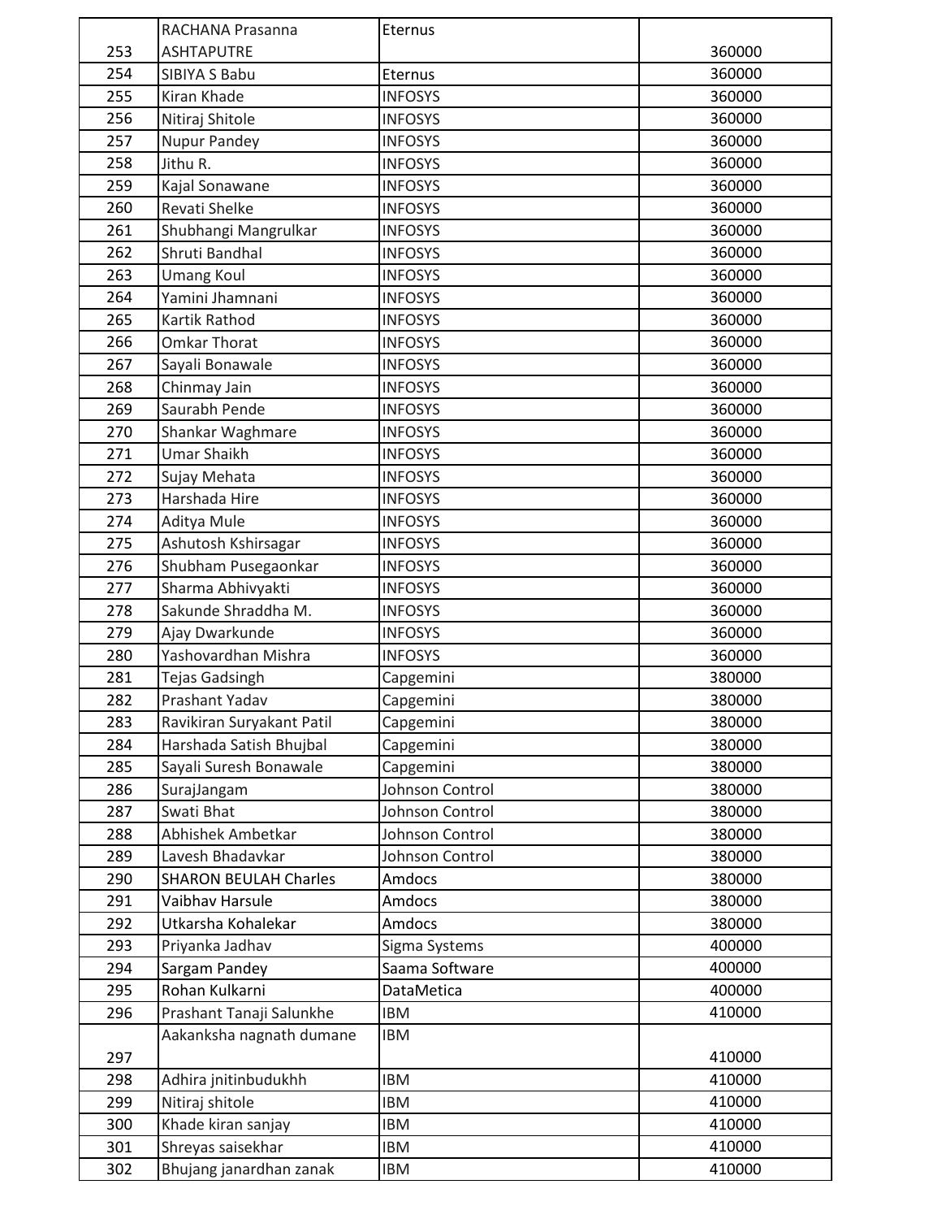| | | | |
|---|---|---|---|
| 253 | RACHANA Prasanna ASHTAPUTRE | Eternus | 360000 |
| 254 | SIBIYA S Babu | Eternus | 360000 |
| 255 | Kiran Khade | INFOSYS | 360000 |
| 256 | Nitiraj Shitole | INFOSYS | 360000 |
| 257 | Nupur Pandey | INFOSYS | 360000 |
| 258 | Jithu R. | INFOSYS | 360000 |
| 259 | Kajal Sonawane | INFOSYS | 360000 |
| 260 | Revati Shelke | INFOSYS | 360000 |
| 261 | Shubhangi Mangrulkar | INFOSYS | 360000 |
| 262 | Shruti Bandhal | INFOSYS | 360000 |
| 263 | Umang Koul | INFOSYS | 360000 |
| 264 | Yamini Jhamnani | INFOSYS | 360000 |
| 265 | Kartik Rathod | INFOSYS | 360000 |
| 266 | Omkar Thorat | INFOSYS | 360000 |
| 267 | Sayali Bonawale | INFOSYS | 360000 |
| 268 | Chinmay Jain | INFOSYS | 360000 |
| 269 | Saurabh Pende | INFOSYS | 360000 |
| 270 | Shankar Waghmare | INFOSYS | 360000 |
| 271 | Umar Shaikh | INFOSYS | 360000 |
| 272 | Sujay Mehata | INFOSYS | 360000 |
| 273 | Harshada Hire | INFOSYS | 360000 |
| 274 | Aditya Mule | INFOSYS | 360000 |
| 275 | Ashutosh Kshirsagar | INFOSYS | 360000 |
| 276 | Shubham Pusegaonkar | INFOSYS | 360000 |
| 277 | Sharma Abhivyakti | INFOSYS | 360000 |
| 278 | Sakunde Shraddha M. | INFOSYS | 360000 |
| 279 | Ajay Dwarkunde | INFOSYS | 360000 |
| 280 | Yashovardhan Mishra | INFOSYS | 360000 |
| 281 | Tejas Gadsingh | Capgemini | 380000 |
| 282 | Prashant Yadav | Capgemini | 380000 |
| 283 | Ravikiran Suryakant Patil | Capgemini | 380000 |
| 284 | Harshada Satish Bhujbal | Capgemini | 380000 |
| 285 | Sayali Suresh Bonawale | Capgemini | 380000 |
| 286 | SurajJangam | Johnson Control | 380000 |
| 287 | Swati Bhat | Johnson Control | 380000 |
| 288 | Abhishek Ambetkar | Johnson Control | 380000 |
| 289 | Lavesh Bhadavkar | Johnson Control | 380000 |
| 290 | SHARON BEULAH Charles | Amdocs | 380000 |
| 291 | Vaibhav Harsule | Amdocs | 380000 |
| 292 | Utkarsha Kohalekar | Amdocs | 380000 |
| 293 | Priyanka Jadhav | Sigma Systems | 400000 |
| 294 | Sargam Pandey | Saama Software | 400000 |
| 295 | Rohan Kulkarni | DataMetica | 400000 |
| 296 | Prashant Tanaji Salunkhe | IBM | 410000 |
| 297 | Aakanksha nagnath dumane | IBM | 410000 |
| 298 | Adhira jnitinbudukhh | IBM | 410000 |
| 299 | Nitiraj shitole | IBM | 410000 |
| 300 | Khade kiran sanjay | IBM | 410000 |
| 301 | Shreyas saisekhar | IBM | 410000 |
| 302 | Bhujang janardhan zanak | IBM | 410000 |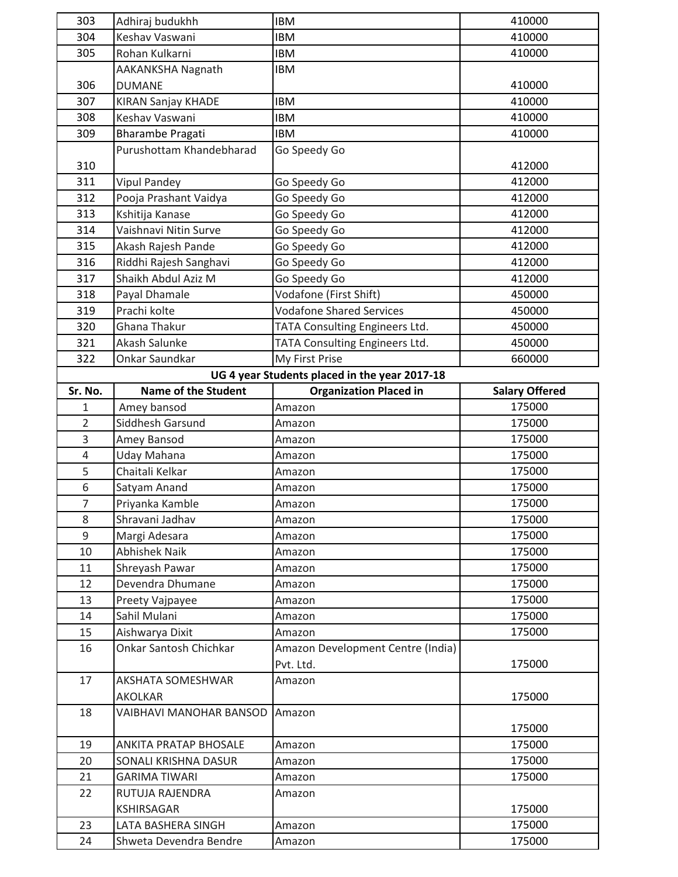| | | | |
|---|---|---|---|
| 303 | Adhiraj budukhh | IBM | 410000 |
| 304 | Keshav Vaswani | IBM | 410000 |
| 305 | Rohan Kulkarni | IBM | 410000 |
| 306 | AAKANKSHA Nagnath DUMANE | IBM | 410000 |
| 307 | KIRAN Sanjay KHADE | IBM | 410000 |
| 308 | Keshav Vaswani | IBM | 410000 |
| 309 | Bharambe Pragati | IBM | 410000 |
| 310 | Purushottam Khandebharad | Go Speedy Go | 412000 |
| 311 | Vipul Pandey | Go Speedy Go | 412000 |
| 312 | Pooja Prashant Vaidya | Go Speedy Go | 412000 |
| 313 | Kshitija Kanase | Go Speedy Go | 412000 |
| 314 | Vaishnavi Nitin Surve | Go Speedy Go | 412000 |
| 315 | Akash Rajesh Pande | Go Speedy Go | 412000 |
| 316 | Riddhi Rajesh Sanghavi | Go Speedy Go | 412000 |
| 317 | Shaikh Abdul Aziz M | Go Speedy Go | 412000 |
| 318 | Payal Dhamale | Vodafone (First Shift) | 450000 |
| 319 | Prachi kolte | Vodafone Shared Services | 450000 |
| 320 | Ghana Thakur | TATA Consulting Engineers Ltd. | 450000 |
| 321 | Akash Salunke | TATA Consulting Engineers Ltd. | 450000 |
| 322 | Onkar Saundkar | My First Prise | 660000 |

**UG 4 year Students placed in the year 2017-18**

| Sr. No. | Name of the Student | Organization Placed in | Salary Offered |
|---|---|---|---|
| 1 | Amey bansod | Amazon | 175000 |
| 2 | Siddhesh Garsund | Amazon | 175000 |
| 3 | Amey Bansod | Amazon | 175000 |
| 4 | Uday Mahana | Amazon | 175000 |
| 5 | Chaitali Kelkar | Amazon | 175000 |
| 6 | Satyam Anand | Amazon | 175000 |
| 7 | Priyanka Kamble | Amazon | 175000 |
| 8 | Shravani Jadhav | Amazon | 175000 |
| 9 | Margi Adesara | Amazon | 175000 |
| 10 | Abhishek Naik | Amazon | 175000 |
| 11 | Shreyash Pawar | Amazon | 175000 |
| 12 | Devendra Dhumane | Amazon | 175000 |
| 13 | Preety Vajpayee | Amazon | 175000 |
| 14 | Sahil Mulani | Amazon | 175000 |
| 15 | Aishwarya Dixit | Amazon | 175000 |
| 16 | Onkar Santosh Chichkar | Amazon Development Centre (India) Pvt. Ltd. | 175000 |
| 17 | AKSHATA SOMESHWAR AKOLKAR | Amazon | 175000 |
| 18 | VAIBHAVI MANOHAR BANSOD | Amazon | 175000 |
| 19 | ANKITA PRATAP BHOSALE | Amazon | 175000 |
| 20 | SONALI KRISHNA DASUR | Amazon | 175000 |
| 21 | GARIMA TIWARI | Amazon | 175000 |
| 22 | RUTUJA RAJENDRA KSHIRSAGAR | Amazon | 175000 |
| 23 | LATA BASHERA SINGH | Amazon | 175000 |
| 24 | Shweta Devendra Bendre | Amazon | 175000 |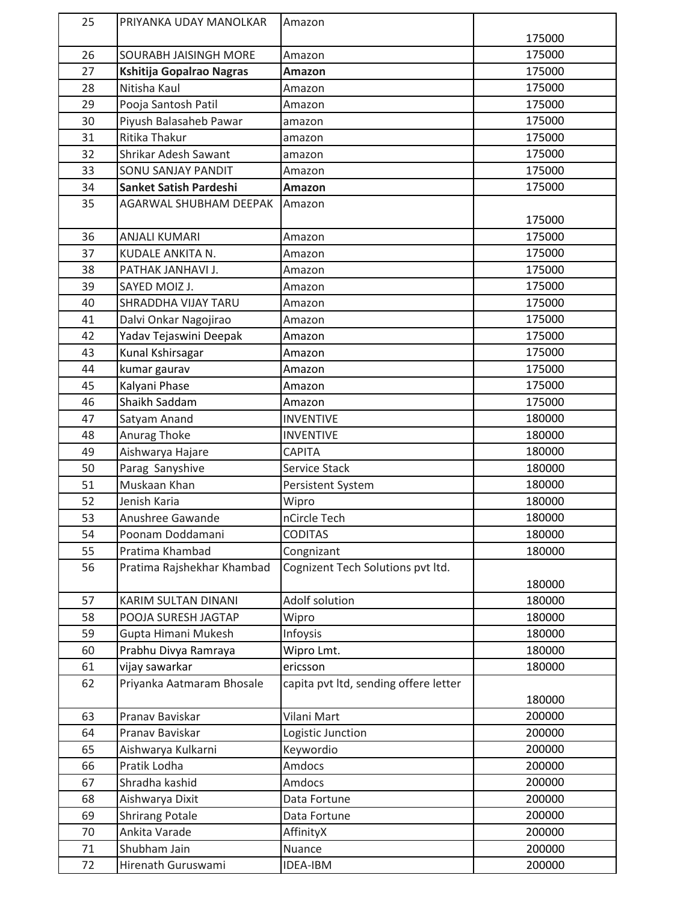| 25 | PRIYANKA UDAY MANOLKAR | Amazon | 175000 |
|---|---|---|---|
| 26 | SOURABH JAISINGH MORE | Amazon | 175000 |
| 27 | **Kshitija Gopalrao Nagras** | **Amazon** | 175000 |
| 28 | Nitisha Kaul | Amazon | 175000 |
| 29 | Pooja Santosh Patil | Amazon | 175000 |
| 30 | Piyush Balasaheb Pawar | amazon | 175000 |
| 31 | Ritika Thakur | amazon | 175000 |
| 32 | Shrikar Adesh Sawant | amazon | 175000 |
| 33 | SONU SANJAY PANDIT | Amazon | 175000 |
| 34 | **Sanket Satish Pardeshi** | **Amazon** | 175000 |
| 35 | AGARWAL SHUBHAM DEEPAK | Amazon | 175000 |
| 36 | ANJALI KUMARI | Amazon | 175000 |
| 37 | KUDALE ANKITA N. | Amazon | 175000 |
| 38 | PATHAK JANHAVI J. | Amazon | 175000 |
| 39 | SAYED MOIZ J. | Amazon | 175000 |
| 40 | SHRADDHA VIJAY TARU | Amazon | 175000 |
| 41 | Dalvi Onkar Nagojirao | Amazon | 175000 |
| 42 | Yadav Tejaswini Deepak | Amazon | 175000 |
| 43 | Kunal Kshirsagar | Amazon | 175000 |
| 44 | kumar gaurav | Amazon | 175000 |
| 45 | Kalyani Phase | Amazon | 175000 |
| 46 | Shaikh Saddam | Amazon | 175000 |
| 47 | Satyam Anand | INVENTIVE | 180000 |
| 48 | Anurag Thoke | INVENTIVE | 180000 |
| 49 | Aishwarya Hajare | CAPITA | 180000 |
| 50 | Parag Sanyshive | Service Stack | 180000 |
| 51 | Muskaan Khan | Persistent System | 180000 |
| 52 | Jenish Karia | Wipro | 180000 |
| 53 | Anushree Gawande | nCircle Tech | 180000 |
| 54 | Poonam Doddamani | CODITAS | 180000 |
| 55 | Pratima Khambad | Congnizant | 180000 |
| 56 | Pratima Rajshekhar Khambad | Cognizent Tech Solutions pvt ltd. | 180000 |
| 57 | KARIM SULTAN DINANI | Adolf solution | 180000 |
| 58 | POOJA SURESH JAGTAP | Wipro | 180000 |
| 59 | Gupta Himani Mukesh | Infoysis | 180000 |
| 60 | Prabhu Divya Ramraya | Wipro Lmt. | 180000 |
| 61 | vijay sawarkar | ericsson | 180000 |
| 62 | Priyanka Aatmaram Bhosale | capita pvt ltd, sending offere letter | 180000 |
| 63 | Pranav Baviskar | Vilani Mart | 200000 |
| 64 | Pranav Baviskar | Logistic Junction | 200000 |
| 65 | Aishwarya Kulkarni | Keywordio | 200000 |
| 66 | Pratik Lodha | Amdocs | 200000 |
| 67 | Shradha kashid | Amdocs | 200000 |
| 68 | Aishwarya Dixit | Data Fortune | 200000 |
| 69 | Shrirang Potale | Data Fortune | 200000 |
| 70 | Ankita Varade | AffinityX | 200000 |
| 71 | Shubham Jain | Nuance | 200000 |
| 72 | Hirenath Guruswami | IDEA-IBM | 200000 |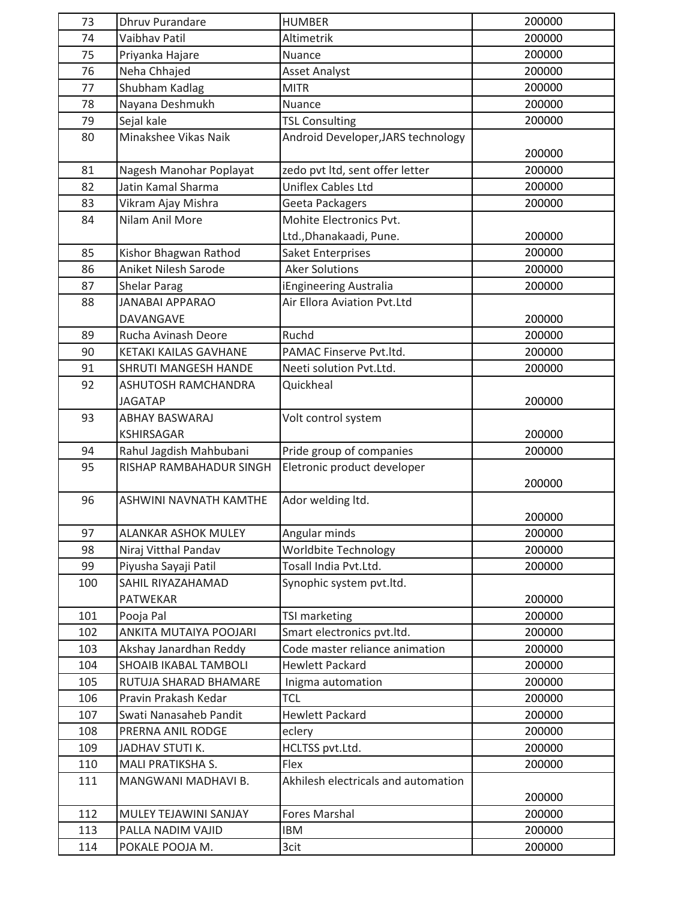| 73 | Dhruv Purandare | HUMBER | 200000 |
|---|---|---|---|
| 74 | Vaibhav Patil | Altimetrik | 200000 |
| 75 | Priyanka Hajare | Nuance | 200000 |
| 76 | Neha Chhajed | Asset Analyst | 200000 |
| 77 | Shubham Kadlag | MITR | 200000 |
| 78 | Nayana Deshmukh | Nuance | 200000 |
| 79 | Sejal kale | TSL Consulting | 200000 |
| 80 | Minakshee Vikas Naik | Android Developer,JARS technology | 200000 |
| 81 | Nagesh Manohar Poplayat | zedo pvt ltd, sent offer letter | 200000 |
| 82 | Jatin Kamal Sharma | Uniflex Cables Ltd | 200000 |
| 83 | Vikram Ajay Mishra | Geeta Packagers | 200000 |
| 84 | Nilam Anil More | Mohite Electronics Pvt. Ltd.,Dhanakaadi, Pune. | 200000 |
| 85 | Kishor Bhagwan Rathod | Saket Enterprises | 200000 |
| 86 | Aniket Nilesh Sarode | Aker Solutions | 200000 |
| 87 | Shelar Parag | iEngineering Australia | 200000 |
| 88 | JANABAI APPARAO DAVANGAVE | Air Ellora Aviation Pvt.Ltd | 200000 |
| 89 | Rucha Avinash Deore | Ruchd | 200000 |
| 90 | KETAKI KAILAS GAVHANE | PAMAC Finserve Pvt.ltd. | 200000 |
| 91 | SHRUTI MANGESH HANDE | Neeti solution Pvt.Ltd. | 200000 |
| 92 | ASHUTOSH RAMCHANDRA JAGATAP | Quickheal | 200000 |
| 93 | ABHAY BASWARAJ KSHIRSAGAR | Volt control system | 200000 |
| 94 | Rahul Jagdish Mahbubani | Pride group of companies | 200000 |
| 95 | RISHAP RAMBAHADUR SINGH | Eletronic product developer | 200000 |
| 96 | ASHWINI NAVNATH KAMTHE | Ador welding ltd. | 200000 |
| 97 | ALANKAR ASHOK MULEY | Angular minds | 200000 |
| 98 | Niraj Vitthal Pandav | Worldbite Technology | 200000 |
| 99 | Piyusha Sayaji Patil | Tosall India Pvt.Ltd. | 200000 |
| 100 | SAHIL RIYAZAHAMAD PATWEKAR | Synophic system pvt.ltd. | 200000 |
| 101 | Pooja Pal | TSI marketing | 200000 |
| 102 | ANKITA MUTAIYA POOJARI | Smart electronics pvt.ltd. | 200000 |
| 103 | Akshay Janardhan Reddy | Code master reliance animation | 200000 |
| 104 | SHOAIB IKABAL TAMBOLI | Hewlett Packard | 200000 |
| 105 | RUTUJA SHARAD BHAMARE | Inigma automation | 200000 |
| 106 | Pravin Prakash Kedar | TCL | 200000 |
| 107 | Swati Nanasaheb Pandit | Hewlett Packard | 200000 |
| 108 | PRERNA ANIL RODGE | eclery | 200000 |
| 109 | JADHAV STUTI K. | HCLTSS pvt.Ltd. | 200000 |
| 110 | MALI PRATIKSHA S. | Flex | 200000 |
| 111 | MANGWANI MADHAVI B. | Akhilesh electricals and automation | 200000 |
| 112 | MULEY TEJAWINI SANJAY | Fores Marshal | 200000 |
| 113 | PALLA NADIM VAJID | IBM | 200000 |
| 114 | POKALE POOJA M. | 3cit | 200000 |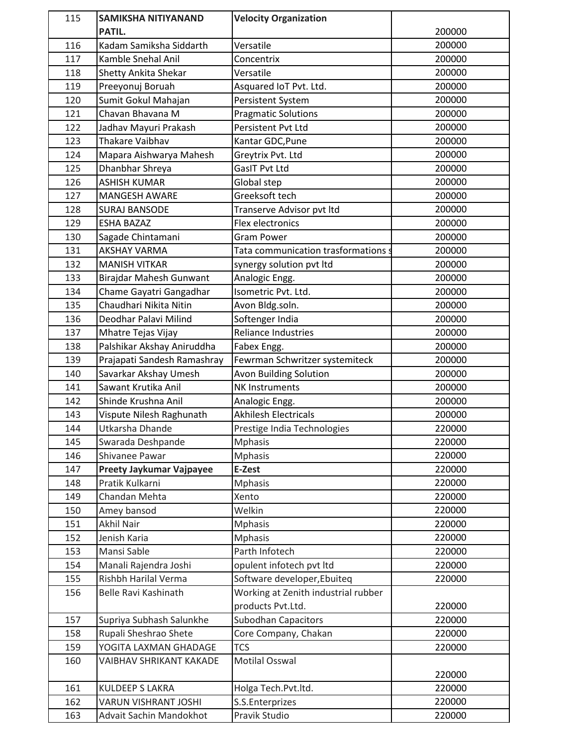| 115 | **SAMIKSHA NITIYANAND PATIL.** | **Velocity Organization** | 200000 |
|---|---|---|---|
| 116 | Kadam Samiksha Siddarth | Versatile | 200000 |
| 117 | Kamble Snehal Anil | Concentrix | 200000 |
| 118 | Shetty Ankita Shekar | Versatile | 200000 |
| 119 | Preeyonuj Boruah | Asquared IoT Pvt. Ltd. | 200000 |
| 120 | Sumit Gokul Mahajan | Persistent System | 200000 |
| 121 | Chavan Bhavana M | Pragmatic Solutions | 200000 |
| 122 | Jadhav Mayuri Prakash | Persistent Pvt Ltd | 200000 |
| 123 | Thakare Vaibhav | Kantar GDC,Pune | 200000 |
| 124 | Mapara Aishwarya Mahesh | Greytrix Pvt. Ltd | 200000 |
| 125 | Dhanbhar Shreya | GasIT Pvt Ltd | 200000 |
| 126 | ASHISH KUMAR | Global step | 200000 |
| 127 | MANGESH AWARE | Greeksoft tech | 200000 |
| 128 | SURAJ BANSODE | Transerve Advisor pvt ltd | 200000 |
| 129 | ESHA BAZAZ | Flex electronics | 200000 |
| 130 | Sagade Chintamani | Gram Power | 200000 |
| 131 | AKSHAY VARMA | Tata communication trasformations s | 200000 |
| 132 | MANISH VITKAR | synergy solution pvt ltd | 200000 |
| 133 | Birajdar Mahesh Gunwant | Analogic Engg. | 200000 |
| 134 | Chame Gayatri Gangadhar | Isometric Pvt. Ltd. | 200000 |
| 135 | Chaudhari Nikita Nitin | Avon Bldg.soln. | 200000 |
| 136 | Deodhar Palavi Milind | Softenger India | 200000 |
| 137 | Mhatre Tejas Vijay | Reliance Industries | 200000 |
| 138 | Palshikar Akshay Aniruddha | Fabex Engg. | 200000 |
| 139 | Prajapati Sandesh Ramashray | Fewrman Schwritzer systemiteck | 200000 |
| 140 | Savarkar Akshay Umesh | Avon Building Solution | 200000 |
| 141 | Sawant Krutika Anil | NK Instruments | 200000 |
| 142 | Shinde Krushna Anil | Analogic Engg. | 200000 |
| 143 | Vispute Nilesh Raghunath | Akhilesh Electricals | 200000 |
| 144 | Utkarsha Dhande | Prestige India Technologies | 220000 |
| 145 | Swarada Deshpande | Mphasis | 220000 |
| 146 | Shivanee Pawar | Mphasis | 220000 |
| 147 | **Preety Jaykumar Vajpayee** | **E-Zest** | 220000 |
| 148 | Pratik Kulkarni | Mphasis | 220000 |
| 149 | Chandan Mehta | Xento | 220000 |
| 150 | Amey bansod | Welkin | 220000 |
| 151 | Akhil Nair | Mphasis | 220000 |
| 152 | Jenish Karia | Mphasis | 220000 |
| 153 | Mansi Sable | Parth Infotech | 220000 |
| 154 | Manali Rajendra Joshi | opulent infotech pvt ltd | 220000 |
| 155 | Rishbh Harilal Verma | Software developer,Ebuiteq | 220000 |
| 156 | Belle Ravi Kashinath | Working at Zenith industrial rubber products Pvt.Ltd. | 220000 |
| 157 | Supriya Subhash Salunkhe | Subodhan Capacitors | 220000 |
| 158 | Rupali Sheshrao Shete | Core Company, Chakan | 220000 |
| 159 | YOGITA LAXMAN GHADAGE | TCS | 220000 |
| 160 | VAIBHAV SHRIKANT KAKADE | Motilal Osswal | 220000 |
| 161 | KULDEEP S LAKRA | Holga Tech.Pvt.ltd. | 220000 |
| 162 | VARUN VISHRANT JOSHI | S.S.Enterprizes | 220000 |
| 163 | Advait Sachin Mandokhot | Pravik Studio | 220000 |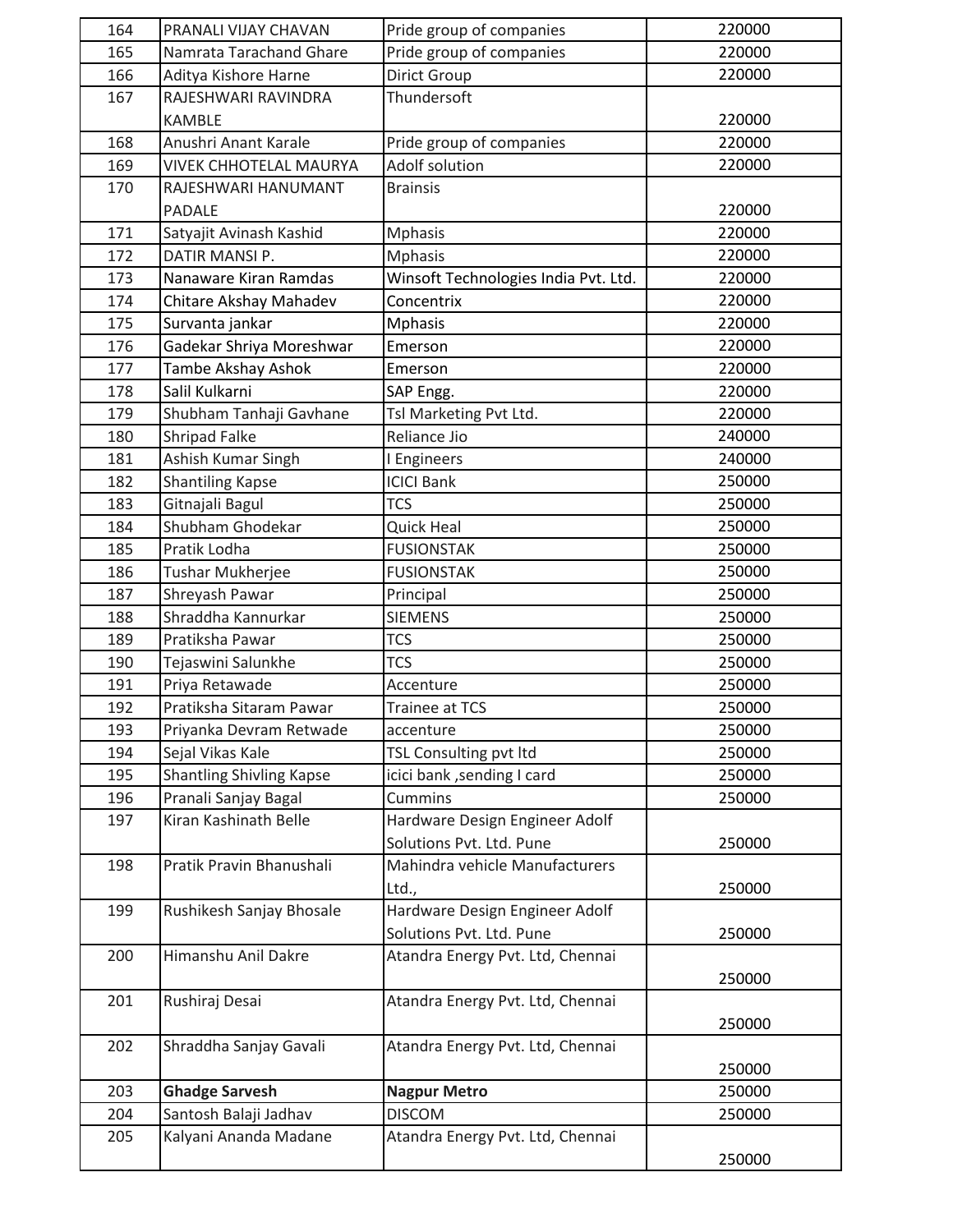| 164 | PRANALI VIJAY CHAVAN | Pride group of companies | 220000 |
|---|---|---|---|
| 165 | Namrata Tarachand Ghare | Pride group of companies | 220000 |
| 166 | Aditya Kishore Harne | Dirict Group | 220000 |
| 167 | RAJESHWARI RAVINDRA KAMBLE | Thundersoft | 220000 |
| 168 | Anushri Anant Karale | Pride group of companies | 220000 |
| 169 | VIVEK CHHOTELAL MAURYA | Adolf solution | 220000 |
| 170 | RAJESHWARI HANUMANT PADALE | Brainsis | 220000 |
| 171 | Satyajit Avinash Kashid | Mphasis | 220000 |
| 172 | DATIR MANSI P. | Mphasis | 220000 |
| 173 | Nanaware Kiran Ramdas | Winsoft Technologies India Pvt. Ltd. | 220000 |
| 174 | Chitare Akshay Mahadev | Concentrix | 220000 |
| 175 | Survanta jankar | Mphasis | 220000 |
| 176 | Gadekar Shriya Moreshwar | Emerson | 220000 |
| 177 | Tambe Akshay Ashok | Emerson | 220000 |
| 178 | Salil Kulkarni | SAP Engg. | 220000 |
| 179 | Shubham Tanhaji Gavhane | Tsl Marketing Pvt Ltd. | 220000 |
| 180 | Shripad Falke | Reliance Jio | 240000 |
| 181 | Ashish Kumar Singh | I Engineers | 240000 |
| 182 | Shantiling Kapse | ICICI Bank | 250000 |
| 183 | Gitnajali Bagul | TCS | 250000 |
| 184 | Shubham Ghodekar | Quick Heal | 250000 |
| 185 | Pratik Lodha | FUSIONSTAK | 250000 |
| 186 | Tushar Mukherjee | FUSIONSTAK | 250000 |
| 187 | Shreyash Pawar | Principal | 250000 |
| 188 | Shraddha Kannurkar | SIEMENS | 250000 |
| 189 | Pratiksha Pawar | TCS | 250000 |
| 190 | Tejaswini Salunkhe | TCS | 250000 |
| 191 | Priya Retawade | Accenture | 250000 |
| 192 | Pratiksha Sitaram Pawar | Trainee at TCS | 250000 |
| 193 | Priyanka Devram Retwade | accenture | 250000 |
| 194 | Sejal Vikas Kale | TSL Consulting pvt ltd | 250000 |
| 195 | Shantling Shivling Kapse | icici bank ,sending I card | 250000 |
| 196 | Pranali Sanjay Bagal | Cummins | 250000 |
| 197 | Kiran Kashinath Belle | Hardware Design Engineer Adolf Solutions Pvt. Ltd. Pune | 250000 |
| 198 | Pratik Pravin Bhanushali | Mahindra vehicle Manufacturers Ltd., | 250000 |
| 199 | Rushikesh Sanjay Bhosale | Hardware Design Engineer Adolf Solutions Pvt. Ltd. Pune | 250000 |
| 200 | Himanshu Anil Dakre | Atandra Energy Pvt. Ltd, Chennai | 250000 |
| 201 | Rushiraj Desai | Atandra Energy Pvt. Ltd, Chennai | 250000 |
| 202 | Shraddha Sanjay Gavali | Atandra Energy Pvt. Ltd, Chennai | 250000 |
| 203 | **Ghadge Sarvesh** | **Nagpur Metro** | 250000 |
| 204 | Santosh Balaji Jadhav | DISCOM | 250000 |
| 205 | Kalyani Ananda Madane | Atandra Energy Pvt. Ltd, Chennai | 250000 |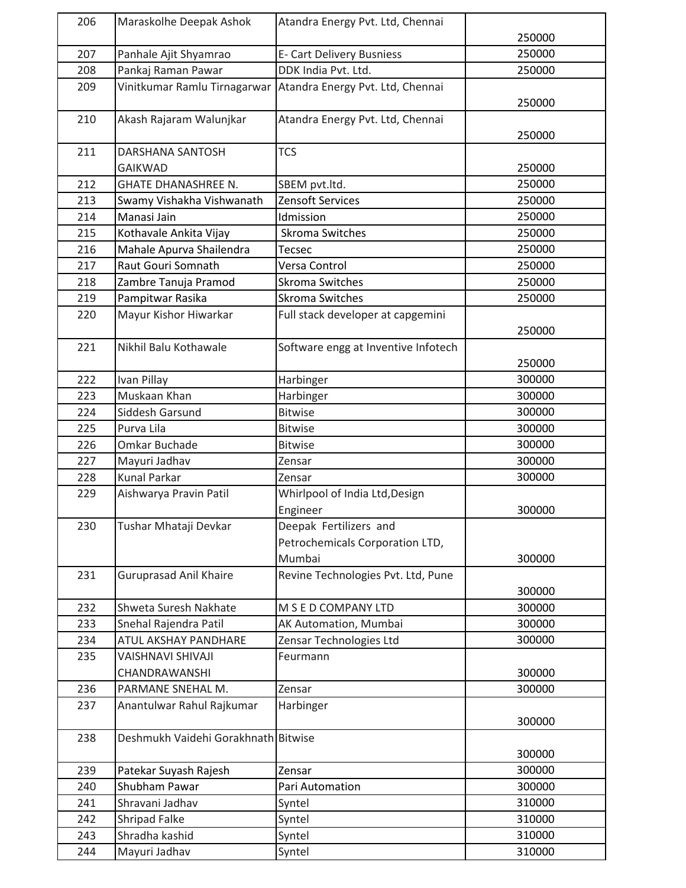| 206 | Maraskolhe Deepak Ashok | Atandra Energy Pvt. Ltd, Chennai | 250000 |
|---|---|---|---|
| 207 | Panhale Ajit Shyamrao | E- Cart Delivery Busniess | 250000 |
| 208 | Pankaj Raman Pawar | DDK India Pvt. Ltd. | 250000 |
| 209 | Vinitkumar Ramlu Tirnagarwar | Atandra Energy Pvt. Ltd, Chennai | 250000 |
| 210 | Akash Rajaram Walunjkar | Atandra Energy Pvt. Ltd, Chennai | 250000 |
| 211 | DARSHANA SANTOSH GAIKWAD | TCS | 250000 |
| 212 | GHATE DHANASHREE N. | SBEM pvt.ltd. | 250000 |
| 213 | Swamy Vishakha Vishwanath | Zensoft Services | 250000 |
| 214 | Manasi Jain | Idmission | 250000 |
| 215 | Kothavale Ankita Vijay | Skroma Switches | 250000 |
| 216 | Mahale Apurva Shailendra | Tecsec | 250000 |
| 217 | Raut Gouri Somnath | Versa Control | 250000 |
| 218 | Zambre Tanuja Pramod | Skroma Switches | 250000 |
| 219 | Pampitwar Rasika | Skroma Switches | 250000 |
| 220 | Mayur Kishor Hiwarkar | Full stack developer at capgemini | 250000 |
| 221 | Nikhil Balu Kothawale | Software engg at Inventive Infotech | 250000 |
| 222 | Ivan Pillay | Harbinger | 300000 |
| 223 | Muskaan Khan | Harbinger | 300000 |
| 224 | Siddesh Garsund | Bitwise | 300000 |
| 225 | Purva Lila | Bitwise | 300000 |
| 226 | Omkar Buchade | Bitwise | 300000 |
| 227 | Mayuri Jadhav | Zensar | 300000 |
| 228 | Kunal Parkar | Zensar | 300000 |
| 229 | Aishwarya Pravin Patil | Whirlpool of India Ltd,Design Engineer | 300000 |
| 230 | Tushar Mhataji Devkar | Deepak Fertilizers and Petrochemicals Corporation LTD, Mumbai | 300000 |
| 231 | Guruprasad Anil Khaire | Revine Technologies Pvt. Ltd, Pune | 300000 |
| 232 | Shweta Suresh Nakhate | M S E D COMPANY LTD | 300000 |
| 233 | Snehal Rajendra Patil | AK Automation, Mumbai | 300000 |
| 234 | ATUL AKSHAY PANDHARE | Zensar Technologies Ltd | 300000 |
| 235 | VAISHNAVI SHIVAJI CHANDRAWANSHI | Feurmann | 300000 |
| 236 | PARMANE SNEHAL M. | Zensar | 300000 |
| 237 | Anantulwar Rahul Rajkumar | Harbinger | 300000 |
| 238 | Deshmukh Vaidehi Gorakhnath | Bitwise | 300000 |
| 239 | Patekar Suyash Rajesh | Zensar | 300000 |
| 240 | Shubham Pawar | Pari Automation | 300000 |
| 241 | Shravani Jadhav | Syntel | 310000 |
| 242 | Shripad Falke | Syntel | 310000 |
| 243 | Shradha kashid | Syntel | 310000 |
| 244 | Mayuri Jadhav | Syntel | 310000 |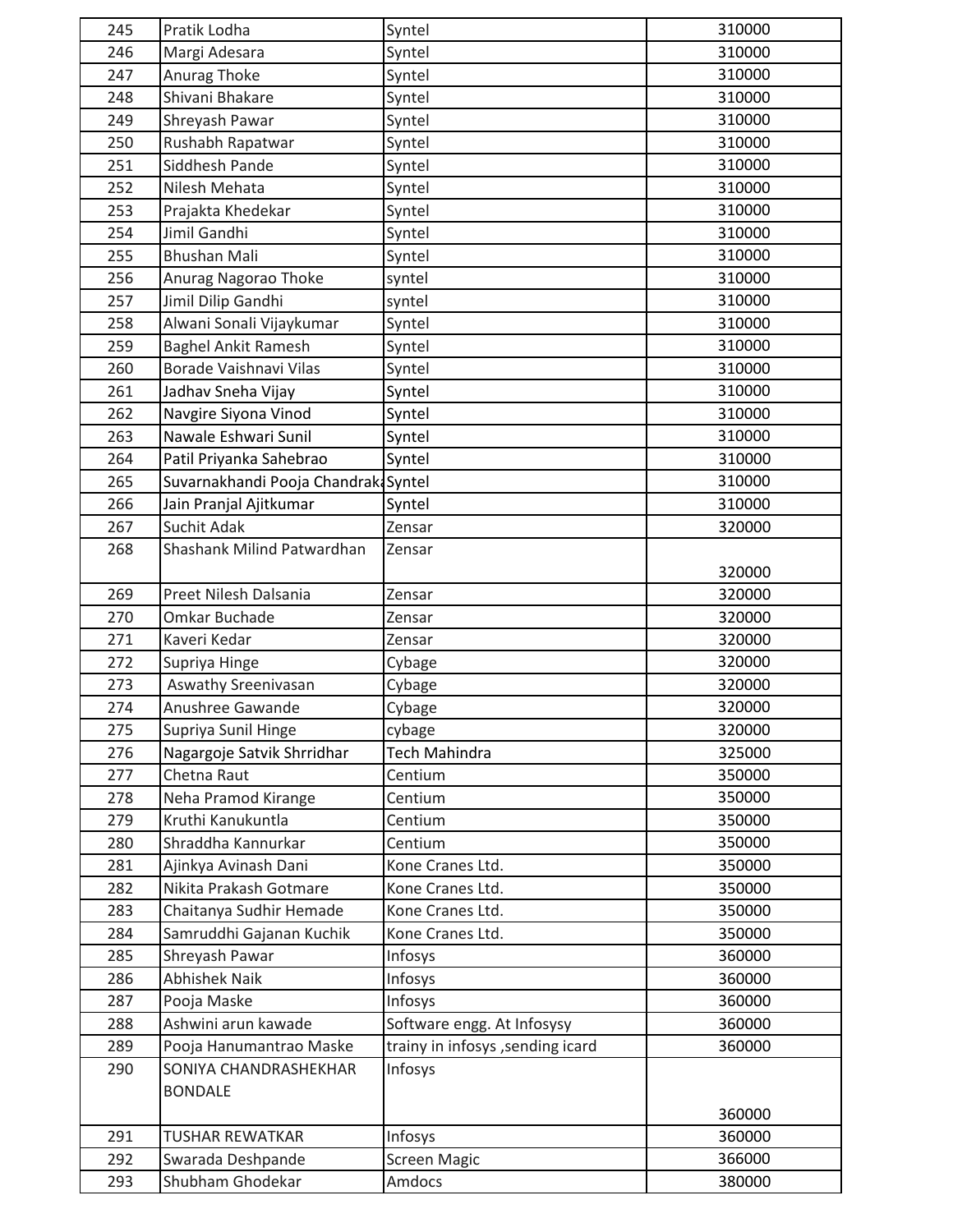| 245 | Pratik Lodha | Syntel | 310000 |
|---|---|---|---|
| 246 | Margi Adesara | Syntel | 310000 |
| 247 | Anurag Thoke | Syntel | 310000 |
| 248 | Shivani Bhakare | Syntel | 310000 |
| 249 | Shreyash Pawar | Syntel | 310000 |
| 250 | Rushabh Rapatwar | Syntel | 310000 |
| 251 | Siddhesh Pande | Syntel | 310000 |
| 252 | Nilesh Mehata | Syntel | 310000 |
| 253 | Prajakta Khedekar | Syntel | 310000 |
| 254 | Jimil Gandhi | Syntel | 310000 |
| 255 | Bhushan Mali | Syntel | 310000 |
| 256 | Anurag Nagorao Thoke | syntel | 310000 |
| 257 | Jimil Dilip Gandhi | syntel | 310000 |
| 258 | Alwani Sonali Vijaykumar | Syntel | 310000 |
| 259 | Baghel Ankit Ramesh | Syntel | 310000 |
| 260 | Borade Vaishnavi Vilas | Syntel | 310000 |
| 261 | Jadhav Sneha Vijay | Syntel | 310000 |
| 262 | Navgire Siyona Vinod | Syntel | 310000 |
| 263 | Nawale Eshwari Sunil | Syntel | 310000 |
| 264 | Patil Priyanka Sahebrao | Syntel | 310000 |
| 265 | Suvarnakhandi Pooja Chandraka | Syntel | 310000 |
| 266 | Jain Pranjal Ajitkumar | Syntel | 310000 |
| 267 | Suchit Adak | Zensar | 320000 |
| 268 | Shashank Milind Patwardhan | Zensar | 320000 |
| 269 | Preet Nilesh Dalsania | Zensar | 320000 |
| 270 | Omkar Buchade | Zensar | 320000 |
| 271 | Kaveri Kedar | Zensar | 320000 |
| 272 | Supriya Hinge | Cybage | 320000 |
| 273 | Aswathy Sreenivasan | Cybage | 320000 |
| 274 | Anushree Gawande | Cybage | 320000 |
| 275 | Supriya Sunil Hinge | cybage | 320000 |
| 276 | Nagargoje Satvik Shrridhar | Tech Mahindra | 325000 |
| 277 | Chetna Raut | Centium | 350000 |
| 278 | Neha Pramod Kirange | Centium | 350000 |
| 279 | Kruthi Kanukuntla | Centium | 350000 |
| 280 | Shraddha Kannurkar | Centium | 350000 |
| 281 | Ajinkya Avinash Dani | Kone Cranes Ltd. | 350000 |
| 282 | Nikita Prakash Gotmare | Kone Cranes Ltd. | 350000 |
| 283 | Chaitanya Sudhir Hemade | Kone Cranes Ltd. | 350000 |
| 284 | Samruddhi Gajanan Kuchik | Kone Cranes Ltd. | 350000 |
| 285 | Shreyash Pawar | Infosys | 360000 |
| 286 | Abhishek Naik | Infosys | 360000 |
| 287 | Pooja Maske | Infosys | 360000 |
| 288 | Ashwini arun kawade | Software engg. At Infosysy | 360000 |
| 289 | Pooja Hanumantrao Maske | trainy in infosys ,sending icard | 360000 |
| 290 | SONIYA CHANDRASHEKHAR BONDALE | Infosys | 360000 |
| 291 | TUSHAR REWATKAR | Infosys | 360000 |
| 292 | Swarada Deshpande | Screen Magic | 366000 |
| 293 | Shubham Ghodekar | Amdocs | 380000 |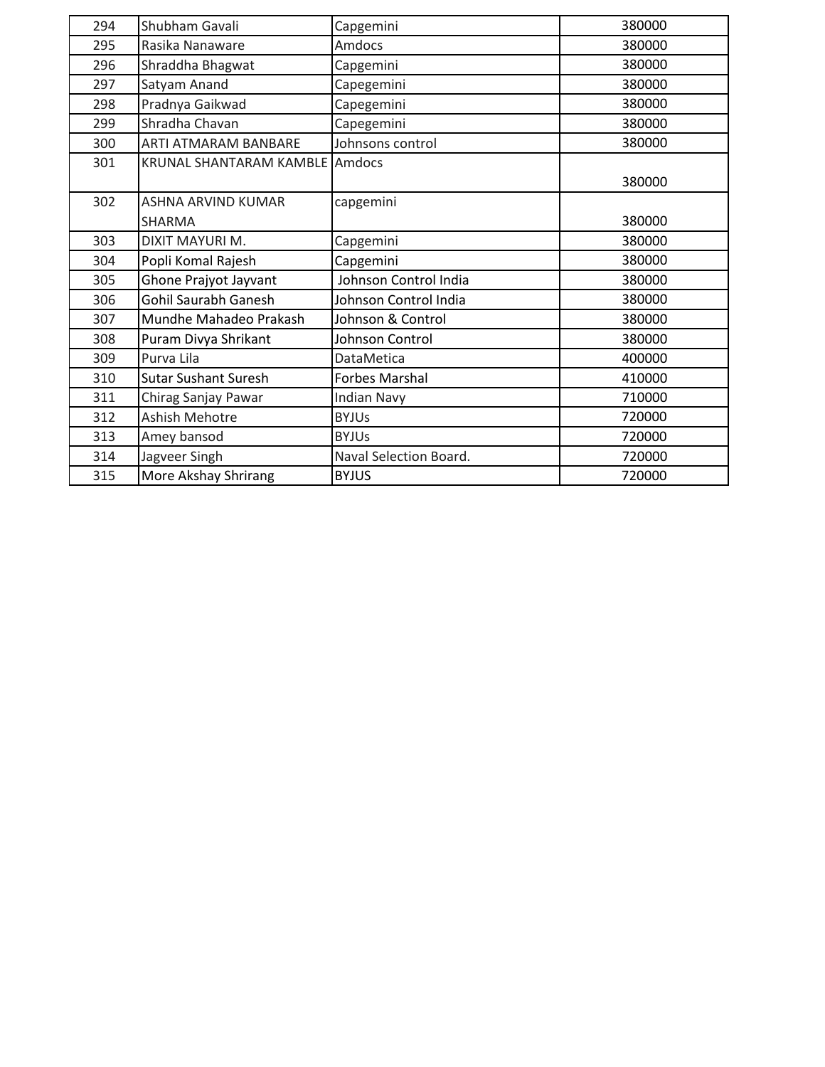| | | | |
|---|---|---|---|
| 294 | Shubham Gavali | Capgemini | 380000 |
| 295 | Rasika Nanaware | Amdocs | 380000 |
| 296 | Shraddha Bhagwat | Capgemini | 380000 |
| 297 | Satyam Anand | Capegemini | 380000 |
| 298 | Pradnya Gaikwad | Capegemini | 380000 |
| 299 | Shradha Chavan | Capegemini | 380000 |
| 300 | ARTI ATMARAM BANBARE | Johnsons control | 380000 |
| 301 | KRUNAL SHANTARAM KAMBLE | Amdocs | 380000 |
| 302 | ASHNA ARVIND KUMAR SHARMA | capgemini | 380000 |
| 303 | DIXIT MAYURI M. | Capgemini | 380000 |
| 304 | Popli Komal Rajesh | Capgemini | 380000 |
| 305 | Ghone Prajyot Jayvant | Johnson Control India | 380000 |
| 306 | Gohil Saurabh Ganesh | Johnson Control India | 380000 |
| 307 | Mundhe Mahadeo Prakash | Johnson & Control | 380000 |
| 308 | Puram Divya Shrikant | Johnson Control | 380000 |
| 309 | Purva Lila | DataMetica | 400000 |
| 310 | Sutar Sushant Suresh | Forbes Marshal | 410000 |
| 311 | Chirag Sanjay Pawar | Indian Navy | 710000 |
| 312 | Ashish Mehotre | BYJUs | 720000 |
| 313 | Amey bansod | BYJUs | 720000 |
| 314 | Jagveer Singh | Naval Selection Board. | 720000 |
| 315 | More Akshay Shrirang | BYJUS | 720000 |